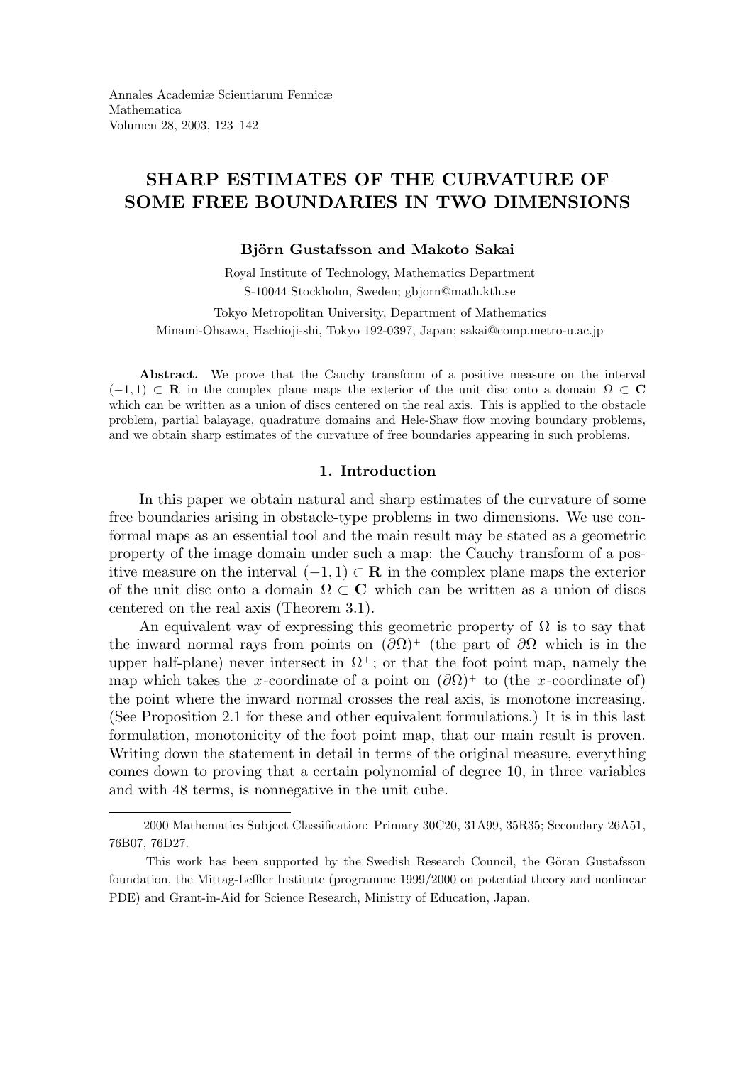# SHARP ESTIMATES OF THE CURVATURE OF SOME FREE BOUNDARIES IN TWO DIMENSIONS

**Björn Gustafsson and Makoto Sakai**

Royal Institute of Technology, Mathematics Department
S-10044 Stockholm, Sweden; gbjorn@math.kth.se

Tokyo Metropolitan University, Department of Mathematics
Minami-Ohsawa, Hachioji-shi, Tokyo 192-0397, Japan; sakai@comp.metro-u.ac.jp

**Abstract.** We prove that the Cauchy transform of a positive measure on the interval $(-1,1) \subset \mathbf{R}$ in the complex plane maps the exterior of the unit disc onto a domain $\Omega \subset \mathbf{C}$ which can be written as a union of discs centered on the real axis. This is applied to the obstacle problem, partial balayage, quadrature domains and Hele-Shaw flow moving boundary problems, and we obtain sharp estimates of the curvature of free boundaries appearing in such problems.

## 1. Introduction

In this paper we obtain natural and sharp estimates of the curvature of some free boundaries arising in obstacle-type problems in two dimensions. We use conformal maps as an essential tool and the main result may be stated as a geometric property of the image domain under such a map: the Cauchy transform of a positive measure on the interval $(-1,1) \subset \mathbf{R}$ in the complex plane maps the exterior of the unit disc onto a domain $\Omega \subset \mathbf{C}$ which can be written as a union of discs centered on the real axis (Theorem 3.1).

An equivalent way of expressing this geometric property of $\Omega$ is to say that the inward normal rays from points on $(\partial\Omega)^+$ (the part of $\partial\Omega$ which is in the upper half-plane) never intersect in $\Omega^+$; or that the foot point map, namely the map which takes the $x$-coordinate of a point on $(\partial\Omega)^+$ to (the $x$-coordinate of) the point where the inward normal crosses the real axis, is monotone increasing. (See Proposition 2.1 for these and other equivalent formulations.) It is in this last formulation, monotonicity of the foot point map, that our main result is proven. Writing down the statement in detail in terms of the original measure, everything comes down to proving that a certain polynomial of degree 10, in three variables and with 48 terms, is nonnegative in the unit cube.

---

2000 Mathematics Subject Classification: Primary 30C20, 31A99, 35R35; Secondary 26A51, 76B07, 76D27.

This work has been supported by the Swedish Research Council, the Göran Gustafsson foundation, the Mittag-Leffler Institute (programme 1999/2000 on potential theory and nonlinear PDE) and Grant-in-Aid for Science Research, Ministry of Education, Japan.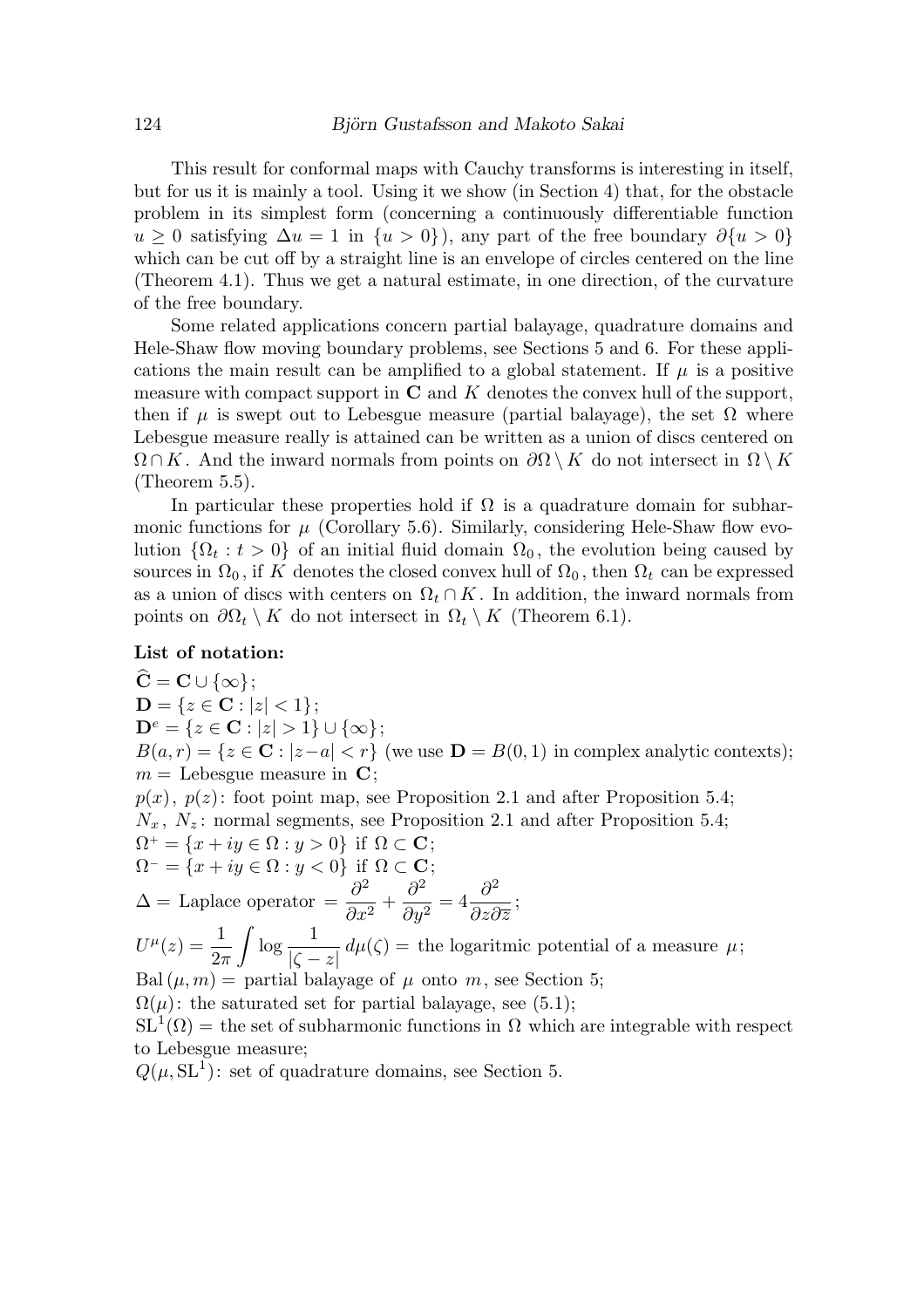This result for conformal maps with Cauchy transforms is interesting in itself, but for us it is mainly a tool. Using it we show (in Section 4) that, for the obstacle problem in its simplest form (concerning a continuously differentiable function $u \geq 0$ satisfying $\Delta u = 1$ in $\{u > 0\}$), any part of the free boundary $\partial\{u > 0\}$ which can be cut off by a straight line is an envelope of circles centered on the line (Theorem 4.1). Thus we get a natural estimate, in one direction, of the curvature of the free boundary.

Some related applications concern partial balayage, quadrature domains and Hele-Shaw flow moving boundary problems, see Sections 5 and 6. For these applications the main result can be amplified to a global statement. If $\mu$ is a positive measure with compact support in $\mathbf{C}$ and $K$ denotes the convex hull of the support, then if $\mu$ is swept out to Lebesgue measure (partial balayage), the set $\Omega$ where Lebesgue measure really is attained can be written as a union of discs centered on $\Omega \cap K$. And the inward normals from points on $\partial\Omega \setminus K$ do not intersect in $\Omega \setminus K$ (Theorem 5.5).

In particular these properties hold if $\Omega$ is a quadrature domain for subharmonic functions for $\mu$ (Corollary 5.6). Similarly, considering Hele-Shaw flow evolution $\{\Omega_t : t > 0\}$ of an initial fluid domain $\Omega_0$, the evolution being caused by sources in $\Omega_0$, if $K$ denotes the closed convex hull of $\Omega_0$, then $\Omega_t$ can be expressed as a union of discs with centers on $\Omega_t \cap K$. In addition, the inward normals from points on $\partial\Omega_t \setminus K$ do not intersect in $\Omega_t \setminus K$ (Theorem 6.1).

**List of notation:**

$\widehat{\mathbf{C}} = \mathbf{C} \cup \{\infty\}$;
$\mathbf{D} = \{z \in \mathbf{C} : |z| < 1\}$;
$\mathbf{D}^e = \{z \in \mathbf{C} : |z| > 1\} \cup \{\infty\}$;
$B(a, r) = \{z \in \mathbf{C} : |z-a| < r\}$ (we use $\mathbf{D} = B(0, 1)$ in complex analytic contexts);
$m =$ Lebesgue measure in $\mathbf{C}$;
$p(x)$, $p(z)$: foot point map, see Proposition 2.1 and after Proposition 5.4;
$N_x$, $N_z$: normal segments, see Proposition 2.1 and after Proposition 5.4;
$\Omega^+ = \{x + iy \in \Omega : y > 0\}$ if $\Omega \subset \mathbf{C}$;
$\Omega^- = \{x + iy \in \Omega : y < 0\}$ if $\Omega \subset \mathbf{C}$;
$\Delta =$ Laplace operator $= \dfrac{\partial^2}{\partial x^2} + \dfrac{\partial^2}{\partial y^2} = 4\dfrac{\partial^2}{\partial z \partial \bar{z}}$;
$U^\mu(z) = \dfrac{1}{2\pi} \displaystyle\int \log \dfrac{1}{|\zeta - z|}\, d\mu(\zeta) =$ the logaritmic potential of a measure $\mu$;
$\mathrm{Bal}\,(\mu, m) =$ partial balayage of $\mu$ onto $m$, see Section 5;
$\Omega(\mu)$: the saturated set for partial balayage, see (5.1);
$\mathrm{SL}^1(\Omega) =$ the set of subharmonic functions in $\Omega$ which are integrable with respect to Lebesgue measure;
$Q(\mu, \mathrm{SL}^1)$: set of quadrature domains, see Section 5.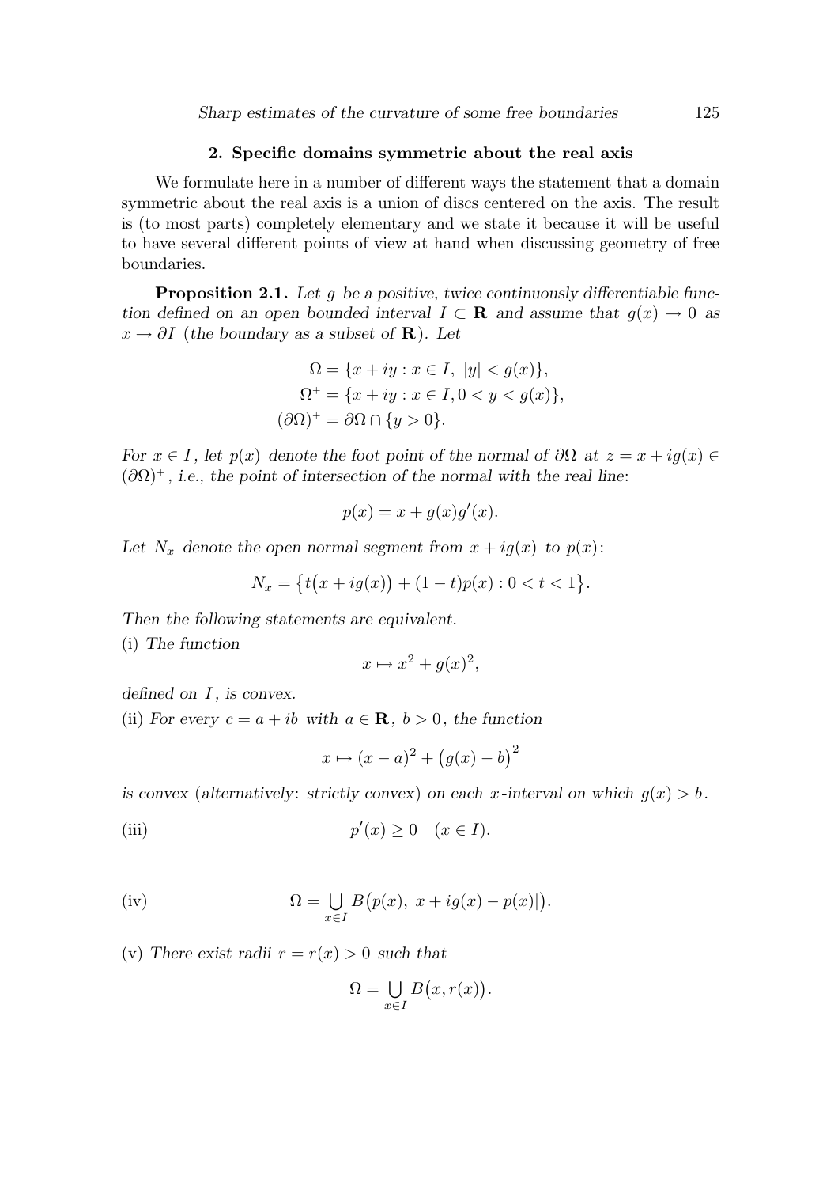## 2. Specific domains symmetric about the real axis

We formulate here in a number of different ways the statement that a domain symmetric about the real axis is a union of discs centered on the axis. The result is (to most parts) completely elementary and we state it because it will be useful to have several different points of view at hand when discussing geometry of free boundaries.

**Proposition 2.1.** *Let $g$ be a positive, twice continuously differentiable function defined on an open bounded interval $I \subset \mathbf{R}$ and assume that $g(x) \to 0$ as $x \to \partial I$ (the boundary as a subset of $\mathbf{R}$). Let*

$$
\begin{aligned}
\Omega &= \{x + iy : x \in I,\ |y| < g(x)\},\\
\Omega^+ &= \{x + iy : x \in I, 0 < y < g(x)\},\\
(\partial\Omega)^+ &= \partial\Omega \cap \{y > 0\}.
\end{aligned}
$$

*For $x \in I$, let $p(x)$ denote the foot point of the normal of $\partial\Omega$ at $z = x + ig(x) \in (\partial\Omega)^+$, i.e., the point of intersection of the normal with the real line:*

$$p(x) = x + g(x)g'(x).$$

*Let $N_x$ denote the open normal segment from $x + ig(x)$ to $p(x)$:*

$$N_x = \bigl\{t\bigl(x + ig(x)\bigr) + (1 - t)p(x) : 0 < t < 1\bigr\}.$$

*Then the following statements are equivalent.*

(i) *The function*

$$x \mapsto x^2 + g(x)^2,$$

*defined on $I$, is convex.*

(ii) *For every $c = a + ib$ with $a \in \mathbf{R}$, $b > 0$, the function*

$$x \mapsto (x - a)^2 + \bigl(g(x) - b\bigr)^2$$

*is convex (alternatively: strictly convex) on each $x$-interval on which $g(x) > b$.*

(iii)
$$p'(x) \geq 0 \quad (x \in I).$$

(iv)
$$\Omega = \bigcup_{x \in I} B\bigl(p(x), |x + ig(x) - p(x)|\bigr).$$

(v) *There exist radii $r = r(x) > 0$ such that*

$$\Omega = \bigcup_{x \in I} B\bigl(x, r(x)\bigr).$$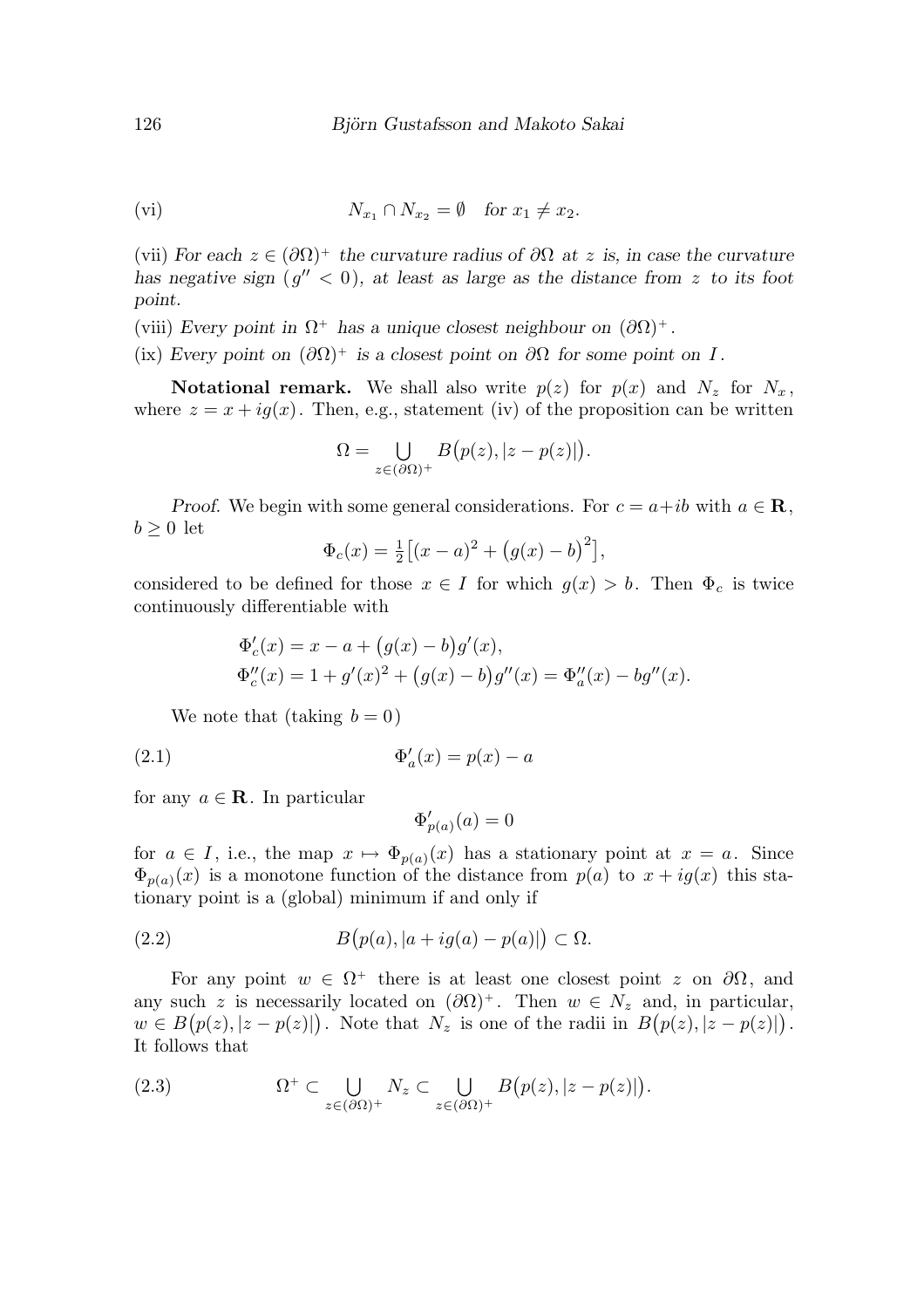(vi) $$N_{x_1} \cap N_{x_2} = \emptyset \quad \text{for } x_1 \neq x_2.$$

(vii) *For each* $z \in (\partial\Omega)^+$ *the curvature radius of* $\partial\Omega$ *at* $z$ *is, in case the curvature has negative sign* ($g'' < 0$), *at least as large as the distance from* $z$ *to its foot point.*

(viii) *Every point in* $\Omega^+$ *has a unique closest neighbour on* $(\partial\Omega)^+$.

(ix) *Every point on* $(\partial\Omega)^+$ *is a closest point on* $\partial\Omega$ *for some point on* $I$.

**Notational remark.** We shall also write $p(z)$ for $p(x)$ and $N_z$ for $N_x$, where $z = x + ig(x)$. Then, e.g., statement (iv) of the proposition can be written

$$\Omega = \bigcup_{z \in (\partial\Omega)^+} B\big(p(z), |z - p(z)|\big).$$

*Proof.* We begin with some general considerations. For $c = a + ib$ with $a \in \mathbf{R}$, $b \geq 0$ let

$$\Phi_c(x) = \tfrac{1}{2}\big[(x-a)^2 + \big(g(x) - b\big)^2\big],$$

considered to be defined for those $x \in I$ for which $g(x) > b$. Then $\Phi_c$ is twice continuously differentiable with

$$\begin{aligned}
&\Phi_c'(x) = x - a + \big(g(x) - b\big)g'(x), \\
&\Phi_c''(x) = 1 + g'(x)^2 + \big(g(x) - b\big)g''(x) = \Phi_a''(x) - bg''(x).
\end{aligned}$$

We note that (taking $b = 0$)

$$\Phi_a'(x) = p(x) - a \tag{2.1}$$

for any $a \in \mathbf{R}$. In particular

$$\Phi_{p(a)}'(a) = 0$$

for $a \in I$, i.e., the map $x \mapsto \Phi_{p(a)}(x)$ has a stationary point at $x = a$. Since $\Phi_{p(a)}(x)$ is a monotone function of the distance from $p(a)$ to $x + ig(x)$ this stationary point is a (global) minimum if and only if

$$B\big(p(a), |a + ig(a) - p(a)|\big) \subset \Omega. \tag{2.2}$$

For any point $w \in \Omega^+$ there is at least one closest point $z$ on $\partial\Omega$, and any such $z$ is necessarily located on $(\partial\Omega)^+$. Then $w \in N_z$ and, in particular, $w \in B\big(p(z), |z - p(z)|\big)$. Note that $N_z$ is one of the radii in $B\big(p(z), |z - p(z)|\big)$. It follows that

$$\Omega^+ \subset \bigcup_{z \in (\partial\Omega)^+} N_z \subset \bigcup_{z \in (\partial\Omega)^+} B\big(p(z), |z - p(z)|\big). \tag{2.3}$$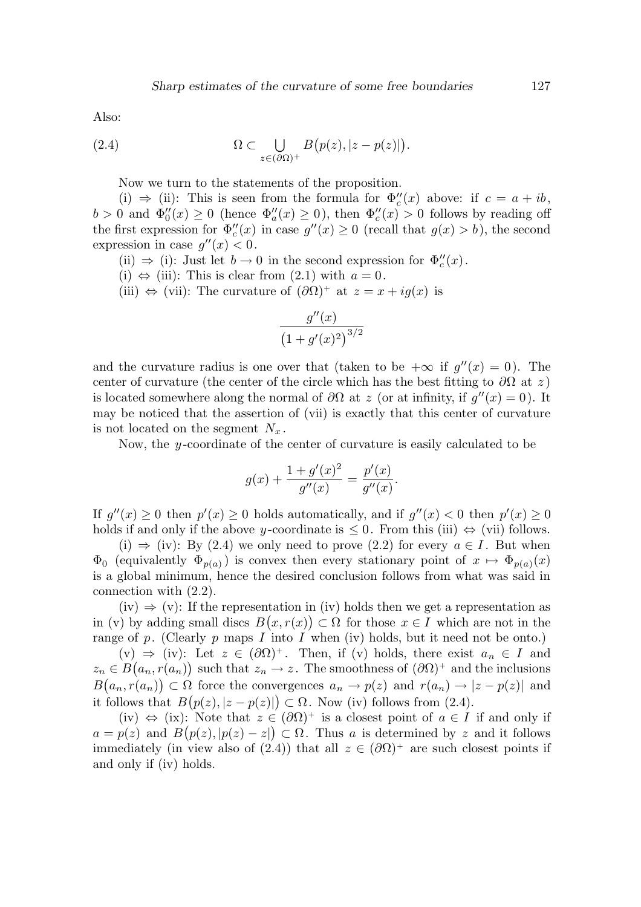Also:

$$\Omega \subset \bigcup_{z\in(\partial\Omega)^+} B\big(p(z), |z-p(z)|\big). \tag{2.4}$$

Now we turn to the statements of the proposition.

(i) $\Rightarrow$ (ii): This is seen from the formula for $\Phi_c''(x)$ above: if $c = a+ib$, $b>0$ and $\Phi_0''(x) \geq 0$ (hence $\Phi_a''(x)\geq 0$), then $\Phi_c''(x)>0$ follows by reading off the first expression for $\Phi_c''(x)$ in case $g''(x)\geq 0$ (recall that $g(x)>b$), the second expression in case $g''(x)<0$.

(ii) $\Rightarrow$ (i): Just let $b\to 0$ in the second expression for $\Phi_c''(x)$.

(i) $\Leftrightarrow$ (iii): This is clear from (2.1) with $a=0$.

(iii) $\Leftrightarrow$ (vii): The curvature of $(\partial\Omega)^+$ at $z = x+ig(x)$ is

$$\frac{g''(x)}{\big(1+g'(x)^2\big)^{3/2}}$$

and the curvature radius is one over that (taken to be $+\infty$ if $g''(x)=0$). The center of curvature (the center of the circle which has the best fitting to $\partial\Omega$ at $z$) is located somewhere along the normal of $\partial\Omega$ at $z$ (or at infinity, if $g''(x)=0$). It may be noticed that the assertion of (vii) is exactly that this center of curvature is not located on the segment $N_x$.

Now, the $y$-coordinate of the center of curvature is easily calculated to be

$$g(x)+\frac{1+g'(x)^2}{g''(x)} = \frac{p'(x)}{g''(x)}.$$

If $g''(x)\geq 0$ then $p'(x)\geq 0$ holds automatically, and if $g''(x)<0$ then $p'(x)\geq 0$ holds if and only if the above $y$-coordinate is $\leq 0$. From this (iii) $\Leftrightarrow$ (vii) follows.

(i) $\Rightarrow$ (iv): By (2.4) we only need to prove (2.2) for every $a\in I$. But when $\Phi_0$ (equivalently $\Phi_{p(a)}$) is convex then every stationary point of $x\mapsto \Phi_{p(a)}(x)$ is a global minimum, hence the desired conclusion follows from what was said in connection with (2.2).

(iv) $\Rightarrow$ (v): If the representation in (iv) holds then we get a representation as in (v) by adding small discs $B\big(x, r(x)\big)\subset\Omega$ for those $x\in I$ which are not in the range of $p$. (Clearly $p$ maps $I$ into $I$ when (iv) holds, but it need not be onto.)

(v) $\Rightarrow$ (iv): Let $z\in(\partial\Omega)^+$. Then, if (v) holds, there exist $a_n\in I$ and $z_n\in B\big(a_n, r(a_n)\big)$ such that $z_n\to z$. The smoothness of $(\partial\Omega)^+$ and the inclusions $B\big(a_n, r(a_n)\big)\subset\Omega$ force the convergences $a_n\to p(z)$ and $r(a_n)\to|z-p(z)|$ and it follows that $B\big(p(z), |z-p(z)|\big)\subset\Omega$. Now (iv) follows from (2.4).

(iv) $\Leftrightarrow$ (ix): Note that $z\in(\partial\Omega)^+$ is a closest point of $a\in I$ if and only if $a=p(z)$ and $B\big(p(z), |p(z)-z|\big)\subset\Omega$. Thus $a$ is determined by $z$ and it follows immediately (in view also of (2.4)) that all $z\in(\partial\Omega)^+$ are such closest points if and only if (iv) holds.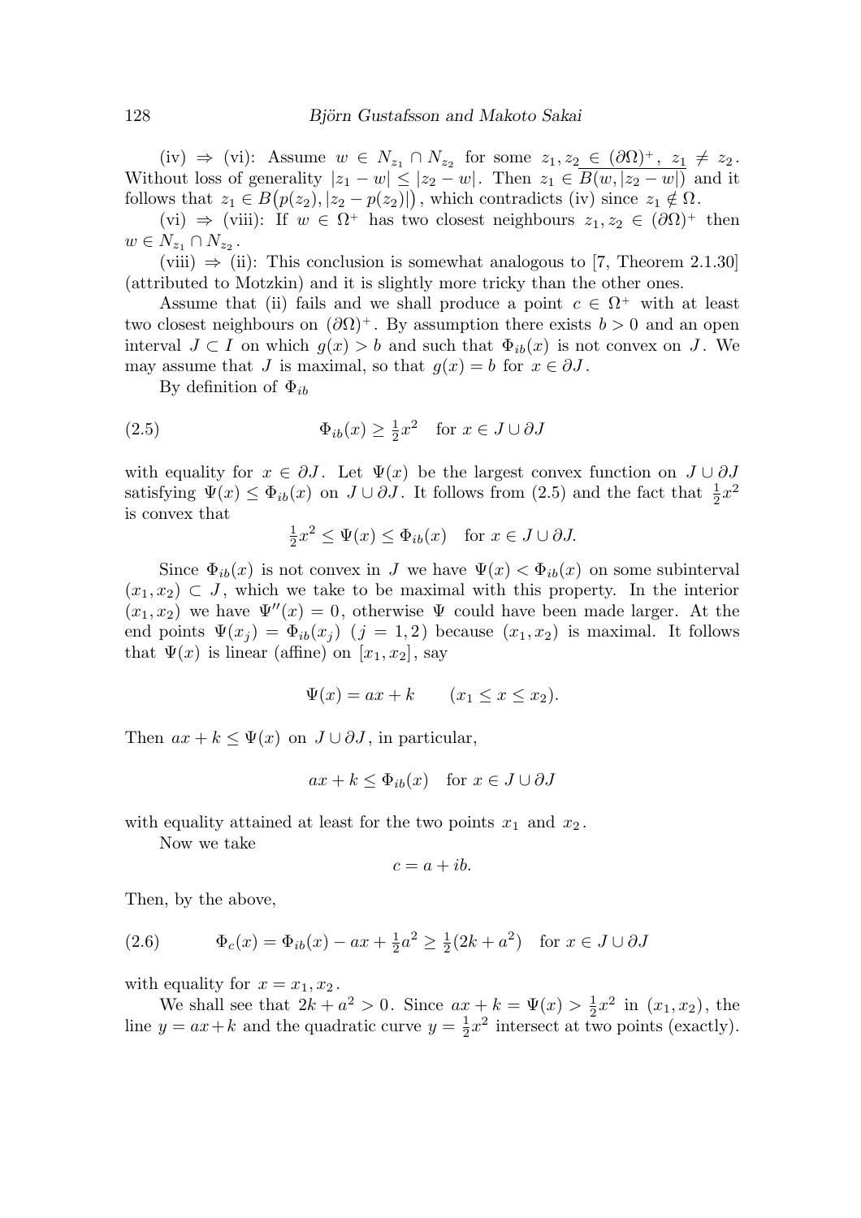(iv) $\Rightarrow$ (vi): Assume $w \in N_{z_1} \cap N_{z_2}$ for some $z_1, z_2 \in \overline{(\partial\Omega)^+}$, $z_1 \neq z_2$. Without loss of generality $|z_1 - w| \leq |z_2 - w|$. Then $z_1 \in \overline{B(w, |z_2 - w|)}$ and it follows that $z_1 \in B\big(p(z_2), |z_2 - p(z_2)|\big)$, which contradicts (iv) since $z_1 \notin \Omega$.

(vi) $\Rightarrow$ (viii): If $w \in \Omega^+$ has two closest neighbours $z_1, z_2 \in (\partial\Omega)^+$ then $w \in N_{z_1} \cap N_{z_2}$.

(viii) $\Rightarrow$ (ii): This conclusion is somewhat analogous to [7, Theorem 2.1.30] (attributed to Motzkin) and it is slightly more tricky than the other ones.

Assume that (ii) fails and we shall produce a point $c \in \Omega^+$ with at least two closest neighbours on $(\partial\Omega)^+$. By assumption there exists $b > 0$ and an open interval $J \subset I$ on which $g(x) > b$ and such that $\Phi_{ib}(x)$ is not convex on $J$. We may assume that $J$ is maximal, so that $g(x) = b$ for $x \in \partial J$.

By definition of $\Phi_{ib}$

$$\Phi_{ib}(x) \geq \tfrac{1}{2}x^2 \quad \text{for } x \in J \cup \partial J \tag{2.5}$$

with equality for $x \in \partial J$. Let $\Psi(x)$ be the largest convex function on $J \cup \partial J$ satisfying $\Psi(x) \leq \Phi_{ib}(x)$ on $J \cup \partial J$. It follows from (2.5) and the fact that $\frac{1}{2}x^2$ is convex that

$$\tfrac{1}{2}x^2 \leq \Psi(x) \leq \Phi_{ib}(x) \quad \text{for } x \in J \cup \partial J.$$

Since $\Phi_{ib}(x)$ is not convex in $J$ we have $\Psi(x) < \Phi_{ib}(x)$ on some subinterval $(x_1, x_2) \subset J$, which we take to be maximal with this property. In the interior $(x_1, x_2)$ we have $\Psi''(x) = 0$, otherwise $\Psi$ could have been made larger. At the end points $\Psi(x_j) = \Phi_{ib}(x_j)$ $(j = 1, 2)$ because $(x_1, x_2)$ is maximal. It follows that $\Psi(x)$ is linear (affine) on $[x_1, x_2]$, say

$$\Psi(x) = ax + k \qquad (x_1 \leq x \leq x_2).$$

Then $ax + k \leq \Psi(x)$ on $J \cup \partial J$, in particular,

$$ax + k \leq \Phi_{ib}(x) \quad \text{for } x \in J \cup \partial J$$

with equality attained at least for the two points $x_1$ and $x_2$.

Now we take

$$c = a + ib.$$

Then, by the above,

$$\Phi_c(x) = \Phi_{ib}(x) - ax + \tfrac{1}{2}a^2 \geq \tfrac{1}{2}(2k + a^2) \quad \text{for } x \in J \cup \partial J \tag{2.6}$$

with equality for $x = x_1, x_2$.

We shall see that $2k + a^2 > 0$. Since $ax + k = \Psi(x) > \frac{1}{2}x^2$ in $(x_1, x_2)$, the line $y = ax + k$ and the quadratic curve $y = \frac{1}{2}x^2$ intersect at two points (exactly).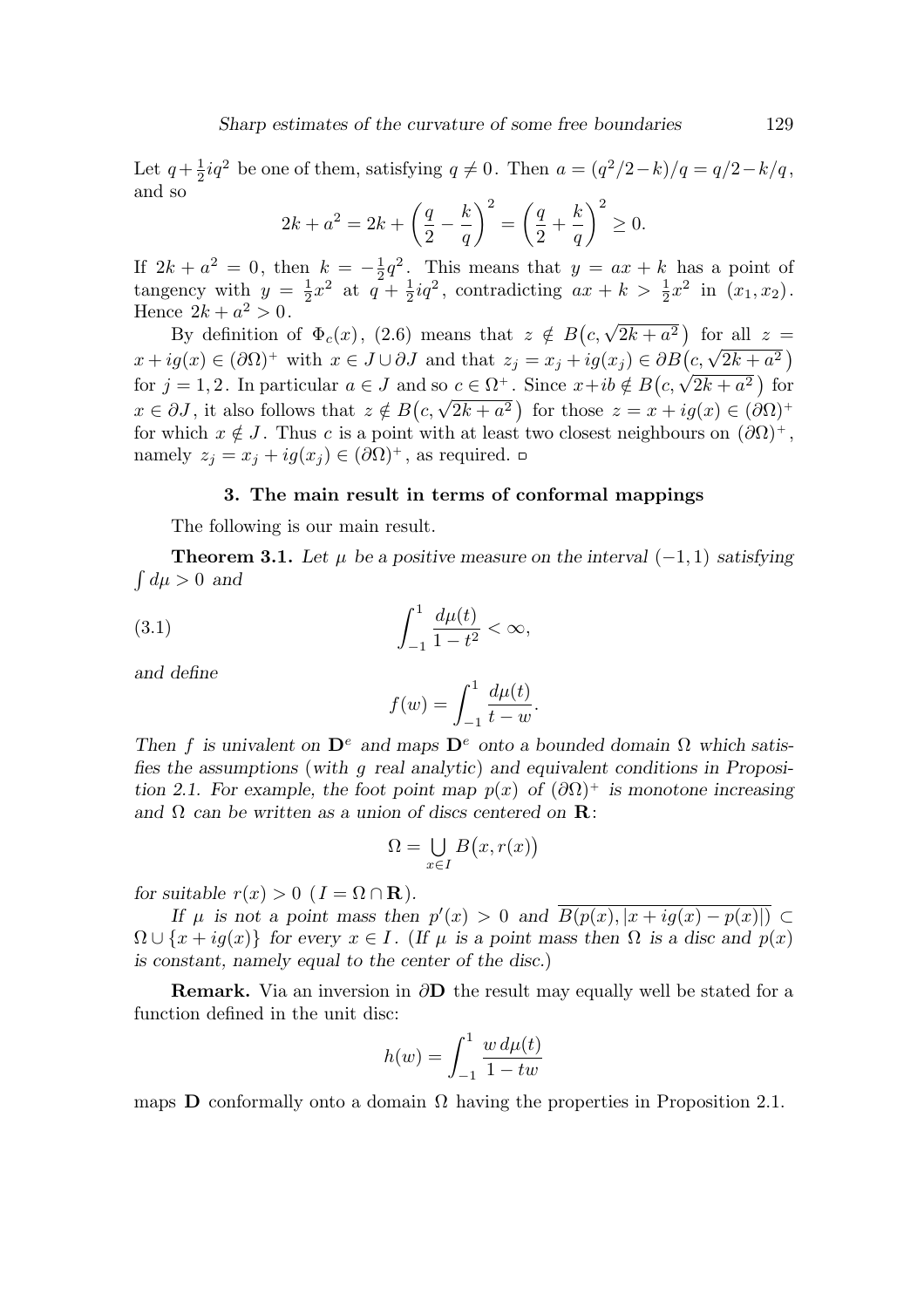Let $q+\frac{1}{2}iq^2$ be one of them, satisfying $q\neq 0$. Then $a=(q^2/2-k)/q=q/2-k/q$, and so

$$2k+a^2=2k+\left(\frac{q}{2}-\frac{k}{q}\right)^2=\left(\frac{q}{2}+\frac{k}{q}\right)^2\geq 0.$$

If $2k+a^2=0$, then $k=-\frac{1}{2}q^2$. This means that $y=ax+k$ has a point of tangency with $y=\frac{1}{2}x^2$ at $q+\frac{1}{2}iq^2$, contradicting $ax+k>\frac{1}{2}x^2$ in $(x_1,x_2)$. Hence $2k+a^2>0$.

By definition of $\Phi_c(x)$, (2.6) means that $z\notin B\big(c,\sqrt{2k+a^2}\big)$ for all $z=x+ig(x)\in(\partial\Omega)^+$ with $x\in J\cup\partial J$ and that $z_j=x_j+ig(x_j)\in\partial B\big(c,\sqrt{2k+a^2}\big)$ for $j=1,2$. In particular $a\in J$ and so $c\in\Omega^+$. Since $x+ib\notin B\big(c,\sqrt{2k+a^2}\big)$ for $x\in\partial J$, it also follows that $z\notin B\big(c,\sqrt{2k+a^2}\big)$ for those $z=x+ig(x)\in(\partial\Omega)^+$ for which $x\notin J$. Thus $c$ is a point with at least two closest neighbours on $(\partial\Omega)^+$, namely $z_j=x_j+ig(x_j)\in(\partial\Omega)^+$, as required. ▫

## 3. The main result in terms of conformal mappings

The following is our main result.

**Theorem 3.1.** *Let $\mu$ be a positive measure on the interval $(-1,1)$ satisfying $\int d\mu>0$ and*

$$\int_{-1}^{1}\frac{d\mu(t)}{1-t^2}<\infty, \tag{3.1}$$

*and define*

$$f(w)=\int_{-1}^{1}\frac{d\mu(t)}{t-w}.$$

*Then $f$ is univalent on $\mathbf{D}^e$ and maps $\mathbf{D}^e$ onto a bounded domain $\Omega$ which satisfies the assumptions (with $g$ real analytic) and equivalent conditions in Proposition 2.1. For example, the foot point map $p(x)$ of $(\partial\Omega)^+$ is monotone increasing and $\Omega$ can be written as a union of discs centered on $\mathbf{R}$:*

$$\Omega=\bigcup_{x\in I}B\big(x,r(x)\big)$$

*for suitable $r(x)>0$ ($I=\Omega\cap\mathbf{R}$).*

*If $\mu$ is not a point mass then $p'(x)>0$ and $\overline{B(p(x),|x+ig(x)-p(x)|)}\subset\Omega\cup\{x+ig(x)\}$ for every $x\in I$. (If $\mu$ is a point mass then $\Omega$ is a disc and $p(x)$ is constant, namely equal to the center of the disc.)*

**Remark.** Via an inversion in $\partial\mathbf{D}$ the result may equally well be stated for a function defined in the unit disc:

$$h(w)=\int_{-1}^{1}\frac{w\,d\mu(t)}{1-tw}$$

maps $\mathbf{D}$ conformally onto a domain $\Omega$ having the properties in Proposition 2.1.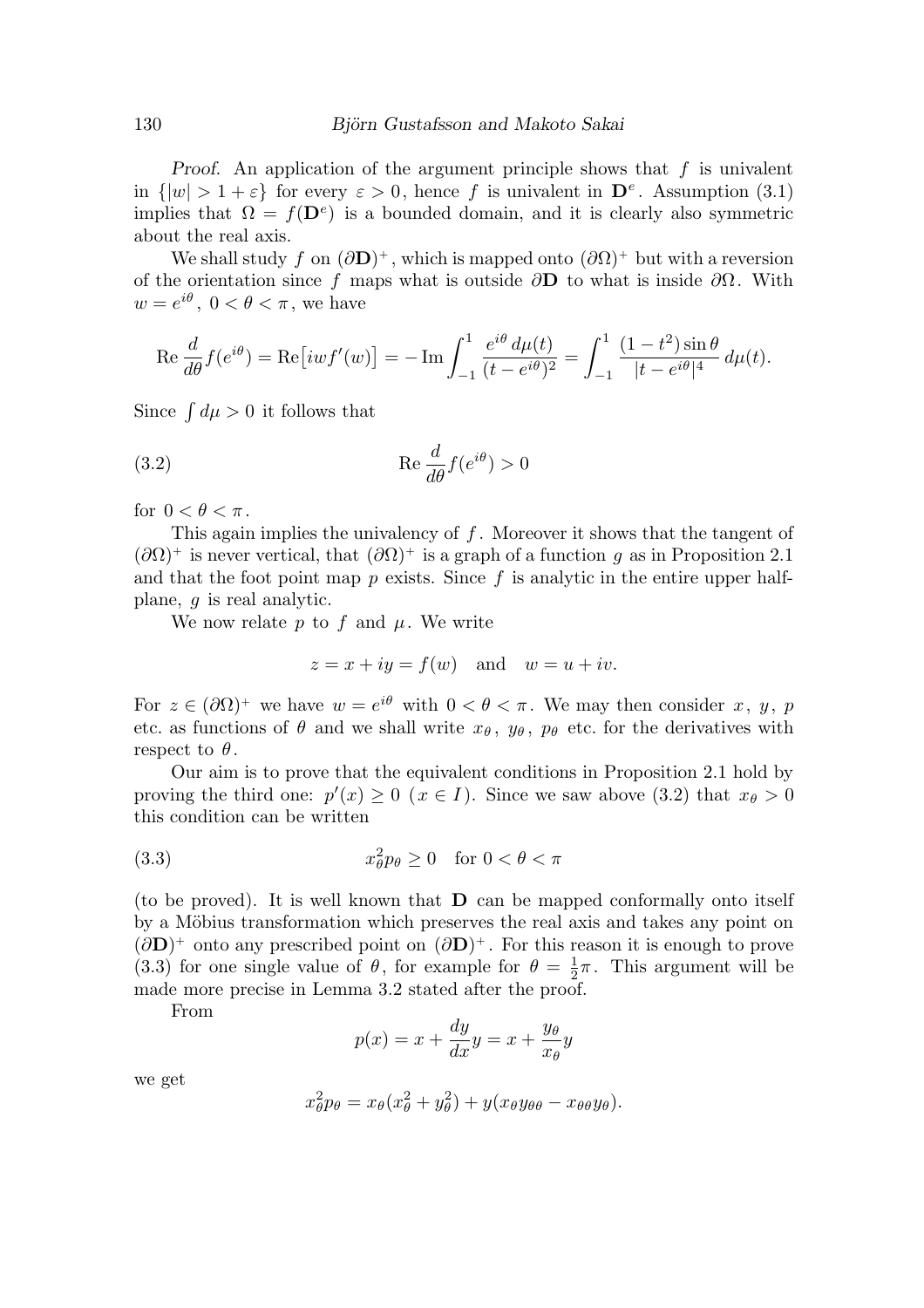*Proof.* An application of the argument principle shows that $f$ is univalent in $\{|w| > 1+\varepsilon\}$ for every $\varepsilon > 0$, hence $f$ is univalent in $\mathbf{D}^e$. Assumption (3.1) implies that $\Omega = f(\mathbf{D}^e)$ is a bounded domain, and it is clearly also symmetric about the real axis.

We shall study $f$ on $(\partial\mathbf{D})^+$, which is mapped onto $(\partial\Omega)^+$ but with a reversion of the orientation since $f$ maps what is outside $\partial\mathbf{D}$ to what is inside $\partial\Omega$. With $w = e^{i\theta}$, $0 < \theta < \pi$, we have

$$\operatorname{Re}\frac{d}{d\theta}f(e^{i\theta}) = \operatorname{Re}\big[iwf'(w)\big] = -\operatorname{Im}\int_{-1}^{1}\frac{e^{i\theta}\,d\mu(t)}{(t-e^{i\theta})^2} = \int_{-1}^{1}\frac{(1-t^2)\sin\theta}{|t-e^{i\theta}|^4}\,d\mu(t).$$

Since $\int d\mu > 0$ it follows that

$$\operatorname{Re}\frac{d}{d\theta}f(e^{i\theta}) > 0 \tag{3.2}$$

for $0 < \theta < \pi$.

This again implies the univalency of $f$. Moreover it shows that the tangent of $(\partial\Omega)^+$ is never vertical, that $(\partial\Omega)^+$ is a graph of a function $g$ as in Proposition 2.1 and that the foot point map $p$ exists. Since $f$ is analytic in the entire upper half-plane, $g$ is real analytic.

We now relate $p$ to $f$ and $\mu$. We write

$$z = x + iy = f(w) \quad \text{and} \quad w = u + iv.$$

For $z \in (\partial\Omega)^+$ we have $w = e^{i\theta}$ with $0 < \theta < \pi$. We may then consider $x$, $y$, $p$ etc. as functions of $\theta$ and we shall write $x_\theta$, $y_\theta$, $p_\theta$ etc. for the derivatives with respect to $\theta$.

Our aim is to prove that the equivalent conditions in Proposition 2.1 hold by proving the third one: $p'(x) \geq 0$ $(x \in I)$. Since we saw above (3.2) that $x_\theta > 0$ this condition can be written

$$x_\theta^2 p_\theta \geq 0 \quad \text{for } 0 < \theta < \pi \tag{3.3}$$

(to be proved). It is well known that $\mathbf{D}$ can be mapped conformally onto itself by a Möbius transformation which preserves the real axis and takes any point on $(\partial\mathbf{D})^+$ onto any prescribed point on $(\partial\mathbf{D})^+$. For this reason it is enough to prove (3.3) for one single value of $\theta$, for example for $\theta = \frac{1}{2}\pi$. This argument will be made more precise in Lemma 3.2 stated after the proof.

From

$$p(x) = x + \frac{dy}{dx}y = x + \frac{y_\theta}{x_\theta}y$$

we get

$$x_\theta^2 p_\theta = x_\theta(x_\theta^2 + y_\theta^2) + y(x_\theta y_{\theta\theta} - x_{\theta\theta}y_\theta).$$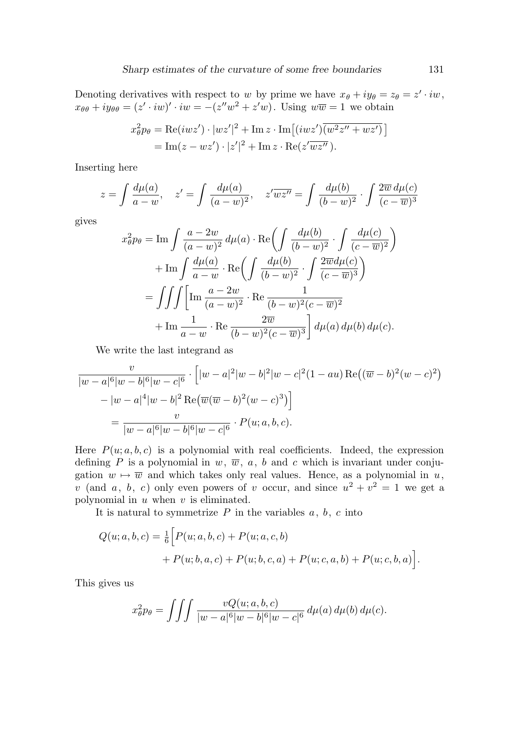Denoting derivatives with respect to $w$ by prime we have $x_\theta + iy_\theta = z_\theta = z' \cdot iw$, $x_{\theta\theta} + iy_{\theta\theta} = (z' \cdot iw)' \cdot iw = -(z''w^2 + z'w)$. Using $w\overline{w} = 1$ we obtain

$$
\begin{aligned}
x_\theta^2 p_\theta &= \operatorname{Re}(iwz') \cdot |wz'|^2 + \operatorname{Im} z \cdot \operatorname{Im}\bigl[(iwz')\overline{(w^2 z'' + wz')}\bigr] \\
&= \operatorname{Im}(z - wz') \cdot |z'|^2 + \operatorname{Im} z \cdot \operatorname{Re}(z'\overline{wz''}).
\end{aligned}
$$

Inserting here

$$
z = \int \frac{d\mu(a)}{a - w}, \quad z' = \int \frac{d\mu(a)}{(a-w)^2}, \quad z'\overline{wz''} = \int \frac{d\mu(b)}{(b-w)^2} \cdot \int \frac{2\overline{w}\, d\mu(c)}{(c - \overline{w})^3}
$$

gives

$$
\begin{aligned}
x_\theta^2 p_\theta &= \operatorname{Im} \int \frac{a - 2w}{(a-w)^2}\, d\mu(a) \cdot \operatorname{Re}\biggl( \int \frac{d\mu(b)}{(b-w)^2} \cdot \int \frac{d\mu(c)}{(c-\overline{w})^2} \biggr) \\
&\quad + \operatorname{Im} \int \frac{d\mu(a)}{a - w} \cdot \operatorname{Re}\biggl( \int \frac{d\mu(b)}{(b-w)^2} \cdot \int \frac{2\overline{w} d\mu(c)}{(c-\overline{w})^3} \biggr) \\
&= \iiint \biggl[ \operatorname{Im} \frac{a - 2w}{(a-w)^2} \cdot \operatorname{Re} \frac{1}{(b-w)^2 (c-\overline{w})^2} \\
&\quad + \operatorname{Im} \frac{1}{a-w} \cdot \operatorname{Re} \frac{2\overline{w}}{(b-w)^2 (c - \overline{w})^3} \biggr] d\mu(a)\, d\mu(b)\, d\mu(c).
\end{aligned}
$$

We write the last integrand as

$$
\begin{aligned}
&\frac{v}{|w-a|^6 |w-b|^6 |w-c|^6} \cdot \Bigl[ |w-a|^2 |w-b|^2 |w-c|^2 (1 - au) \operatorname{Re}\bigl( (\overline{w} - b)^2 (w - c)^2 \bigr) \\
&\quad - |w-a|^4 |w-b|^2 \operatorname{Re}\bigl( \overline{w} (\overline{w} - b)^2 (w-c)^3 \bigr) \Bigr] \\
&\quad = \frac{v}{|w-a|^6 |w-b|^6 |w-c|^6} \cdot P(u; a, b, c).
\end{aligned}
$$

Here $P(u; a, b, c)$ is a polynomial with real coefficients. Indeed, the expression defining $P$ is a polynomial in $w$, $\overline{w}$, $a$, $b$ and $c$ which is invariant under conjugation $w \mapsto \overline{w}$ and which takes only real values. Hence, as a polynomial in $u$, $v$ (and $a$, $b$, $c$) only even powers of $v$ occur, and since $u^2 + v^2 = 1$ we get a polynomial in $u$ when $v$ is eliminated.

It is natural to symmetrize $P$ in the variables $a$, $b$, $c$ into

$$
\begin{aligned}
Q(u; a, b, c) = \tfrac{1}{6} \Bigl[ &P(u; a, b, c) + P(u; a, c, b) \\
&+ P(u; b, a, c) + P(u; b, c, a) + P(u; c, a, b) + P(u; c, b, a) \Bigr].
\end{aligned}
$$

This gives us

$$
x_\theta^2 p_\theta = \iiint \frac{v Q(u; a, b, c)}{|w-a|^6 |w-b|^6 |w-c|^6}\, d\mu(a)\, d\mu(b)\, d\mu(c).
$$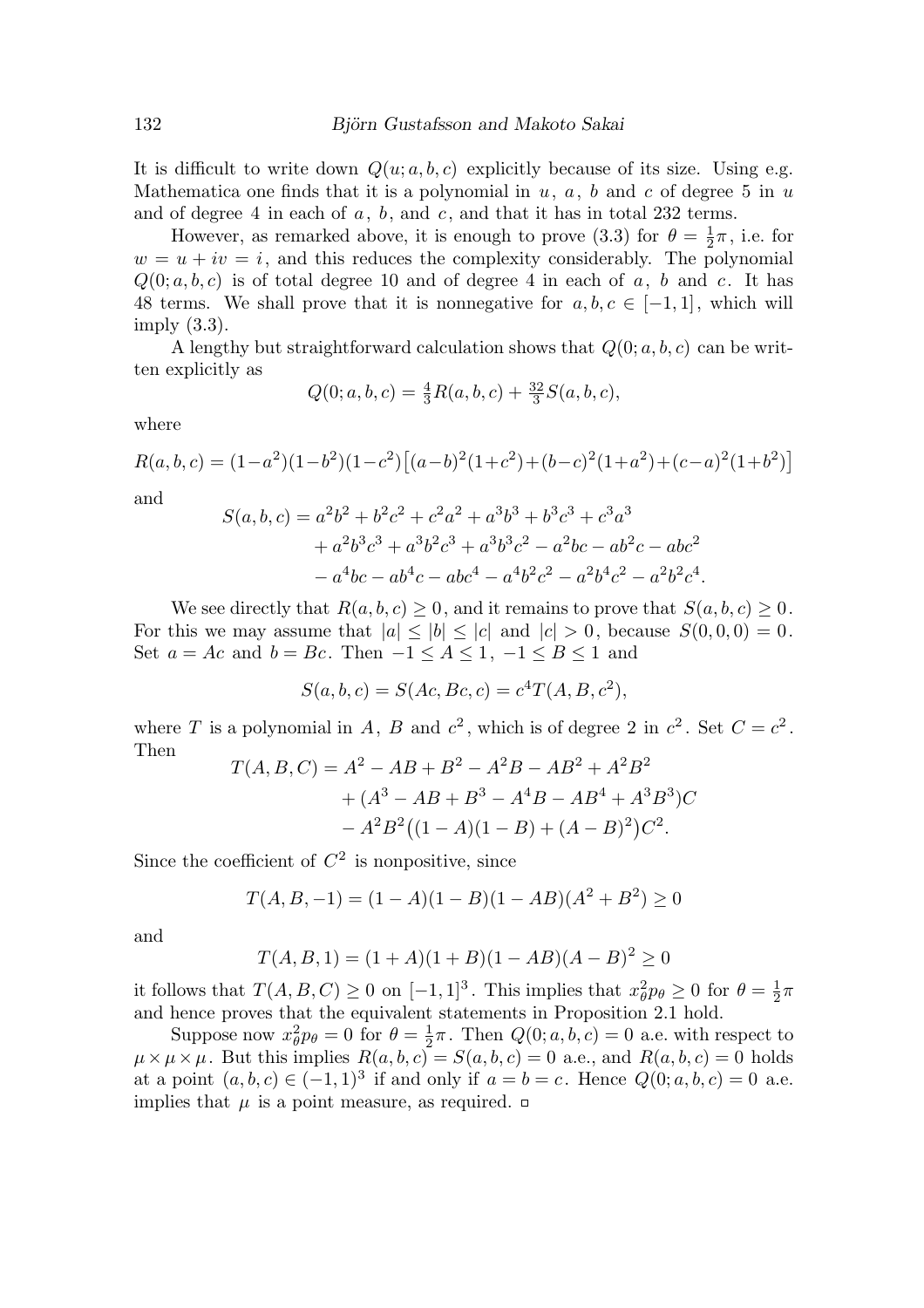It is difficult to write down $Q(u; a, b, c)$ explicitly because of its size. Using e.g. Mathematica one finds that it is a polynomial in $u$, $a$, $b$ and $c$ of degree 5 in $u$ and of degree 4 in each of $a$, $b$, and $c$, and that it has in total 232 terms.

However, as remarked above, it is enough to prove (3.3) for $\theta = \frac{1}{2}\pi$, i.e. for $w = u + iv = i$, and this reduces the complexity considerably. The polynomial $Q(0; a, b, c)$ is of total degree 10 and of degree 4 in each of $a$, $b$ and $c$. It has 48 terms. We shall prove that it is nonnegative for $a, b, c \in [-1, 1]$, which will imply (3.3).

A lengthy but straightforward calculation shows that $Q(0; a, b, c)$ can be written explicitly as

$$Q(0; a, b, c) = \tfrac{4}{3}R(a, b, c) + \tfrac{32}{3}S(a, b, c),$$

where

$$R(a, b, c) = (1-a^2)(1-b^2)(1-c^2)\big[(a-b)^2(1+c^2)+(b-c)^2(1+a^2)+(c-a)^2(1+b^2)\big]$$

and

$$\begin{aligned} S(a, b, c) &= a^2b^2 + b^2c^2 + c^2a^2 + a^3b^3 + b^3c^3 + c^3a^3 \\ &\quad + a^2b^3c^3 + a^3b^2c^3 + a^3b^3c^2 - a^2bc - ab^2c - abc^2 \\ &\quad - a^4bc - ab^4c - abc^4 - a^4b^2c^2 - a^2b^4c^2 - a^2b^2c^4. \end{aligned}$$

We see directly that $R(a, b, c) \geq 0$, and it remains to prove that $S(a, b, c) \geq 0$. For this we may assume that $|a| \leq |b| \leq |c|$ and $|c| > 0$, because $S(0, 0, 0) = 0$. Set $a = Ac$ and $b = Bc$. Then $-1 \leq A \leq 1$, $-1 \leq B \leq 1$ and

$$S(a, b, c) = S(Ac, Bc, c) = c^4 T(A, B, c^2),$$

where $T$ is a polynomial in $A$, $B$ and $c^2$, which is of degree 2 in $c^2$. Set $C = c^2$. Then

$$\begin{aligned} T(A, B, C) &= A^2 - AB + B^2 - A^2B - AB^2 + A^2B^2 \\ &\quad + (A^3 - AB + B^3 - A^4B - AB^4 + A^3B^3)C \\ &\quad - A^2B^2\big((1-A)(1-B) + (A-B)^2\big)C^2. \end{aligned}$$

Since the coefficient of $C^2$ is nonpositive, since

$$T(A, B, -1) = (1-A)(1-B)(1-AB)(A^2 + B^2) \geq 0$$

and

$$T(A, B, 1) = (1+A)(1+B)(1-AB)(A-B)^2 \geq 0$$

it follows that $T(A, B, C) \geq 0$ on $[-1, 1]^3$. This implies that $x_\theta^2 p_\theta \geq 0$ for $\theta = \frac{1}{2}\pi$ and hence proves that the equivalent statements in Proposition 2.1 hold.

Suppose now $x_\theta^2 p_\theta = 0$ for $\theta = \frac{1}{2}\pi$. Then $Q(0; a, b, c) = 0$ a.e. with respect to $\mu \times \mu \times \mu$. But this implies $R(a, b, c) = S(a, b, c) = 0$ a.e., and $R(a, b, c) = 0$ holds at a point $(a, b, c) \in (-1, 1)^3$ if and only if $a = b = c$. Hence $Q(0; a, b, c) = 0$ a.e. implies that $\mu$ is a point measure, as required. □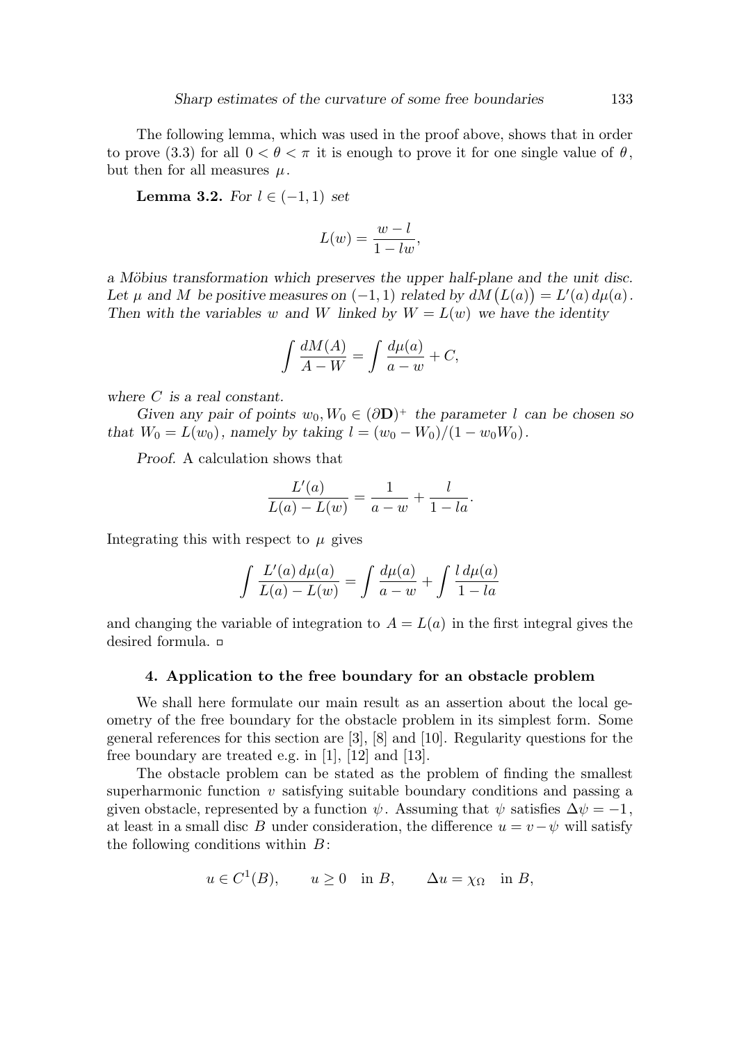The following lemma, which was used in the proof above, shows that in order to prove (3.3) for all $0 < \theta < \pi$ it is enough to prove it for one single value of $\theta$, but then for all measures $\mu$.

**Lemma 3.2.** *For $l \in (-1, 1)$ set*

$$L(w) = \frac{w - l}{1 - lw},$$

*a Möbius transformation which preserves the upper half-plane and the unit disc. Let $\mu$ and $M$ be positive measures on $(-1, 1)$ related by $dM\bigl(L(a)\bigr) = L'(a)\,d\mu(a)$. Then with the variables $w$ and $W$ linked by $W = L(w)$ we have the identity*

$$\int \frac{dM(A)}{A - W} = \int \frac{d\mu(a)}{a - w} + C,$$

*where $C$ is a real constant.*

*Given any pair of points $w_0, W_0 \in (\partial \mathbf{D})^+$ the parameter $l$ can be chosen so that $W_0 = L(w_0)$, namely by taking $l = (w_0 - W_0)/(1 - w_0 W_0)$.*

*Proof.* A calculation shows that

$$\frac{L'(a)}{L(a) - L(w)} = \frac{1}{a - w} + \frac{l}{1 - la}.$$

Integrating this with respect to $\mu$ gives

$$\int \frac{L'(a)\,d\mu(a)}{L(a) - L(w)} = \int \frac{d\mu(a)}{a - w} + \int \frac{l\,d\mu(a)}{1 - la}$$

and changing the variable of integration to $A = L(a)$ in the first integral gives the desired formula. □

## 4. Application to the free boundary for an obstacle problem

We shall here formulate our main result as an assertion about the local geometry of the free boundary for the obstacle problem in its simplest form. Some general references for this section are [3], [8] and [10]. Regularity questions for the free boundary are treated e.g. in [1], [12] and [13].

The obstacle problem can be stated as the problem of finding the smallest superharmonic function $v$ satisfying suitable boundary conditions and passing a given obstacle, represented by a function $\psi$. Assuming that $\psi$ satisfies $\Delta\psi = -1$, at least in a small disc $B$ under consideration, the difference $u = v - \psi$ will satisfy the following conditions within $B$:

$$u \in C^1(B), \qquad u \geq 0 \quad \text{in } B, \qquad \Delta u = \chi_\Omega \quad \text{in } B,$$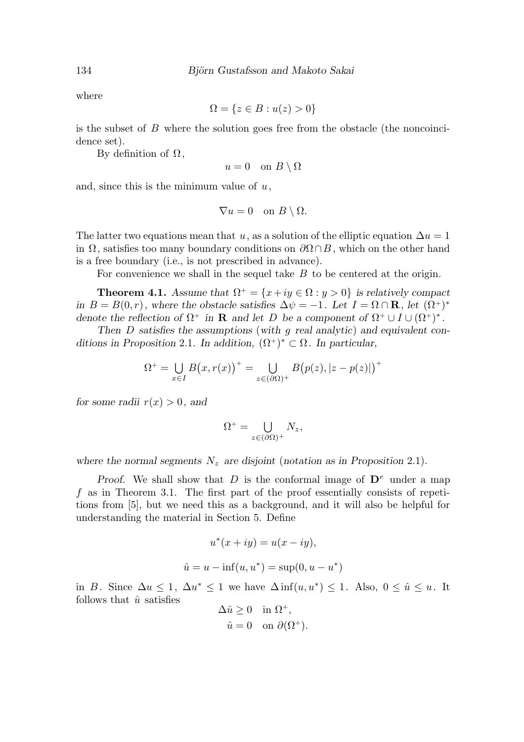where

$$\Omega = \{z \in B : u(z) > 0\}$$

is the subset of $B$ where the solution goes free from the obstacle (the noncoincidence set).

By definition of $\Omega$,

$$u = 0 \quad \text{on } B \setminus \Omega$$

and, since this is the minimum value of $u$,

$$\nabla u = 0 \quad \text{on } B \setminus \Omega.$$

The latter two equations mean that $u$, as a solution of the elliptic equation $\Delta u = 1$ in $\Omega$, satisfies too many boundary conditions on $\partial\Omega \cap B$, which on the other hand is a free boundary (i.e., is not prescribed in advance).

For convenience we shall in the sequel take $B$ to be centered at the origin.

**Theorem 4.1.** *Assume that $\Omega^+ = \{x + iy \in \Omega : y > 0\}$ is relatively compact in $B = B(0, r)$, where the obstacle satisfies $\Delta\psi = -1$. Let $I = \Omega \cap \mathbf{R}$, let $(\Omega^+)^*$ denote the reflection of $\Omega^+$ in $\mathbf{R}$ and let $D$ be a component of $\Omega^+ \cup I \cup (\Omega^+)^*$.*

*Then $D$ satisfies the assumptions (with $g$ real analytic) and equivalent conditions in Proposition 2.1. In addition, $(\Omega^+)^* \subset \Omega$. In particular,*

$$\Omega^+ = \bigcup_{x \in I} B\big(x, r(x)\big)^+ = \bigcup_{z \in (\partial\Omega)^+} B\big(p(z), |z - p(z)|\big)^+$$

*for some radii $r(x) > 0$, and*

$$\Omega^+ = \bigcup_{z \in (\partial\Omega)^+} N_z,$$

*where the normal segments $N_z$ are disjoint (notation as in Proposition 2.1).*

*Proof.* We shall show that $D$ is the conformal image of $\mathbf{D}^e$ under a map $f$ as in Theorem 3.1. The first part of the proof essentially consists of repetitions from [5], but we need this as a background, and it will also be helpful for understanding the material in Section 5. Define

$$u^*(x + iy) = u(x - iy),$$

$$\hat{u} = u - \inf(u, u^*) = \sup(0, u - u^*)$$

in $B$. Since $\Delta u \leq 1$, $\Delta u^* \leq 1$ we have $\Delta \inf(u, u^*) \leq 1$. Also, $0 \leq \hat{u} \leq u$. It follows that $\hat{u}$ satisfies

$$\Delta\hat{u} \geq 0 \quad \text{in } \Omega^+,$$
$$\hat{u} = 0 \quad \text{on } \partial(\Omega^+).$$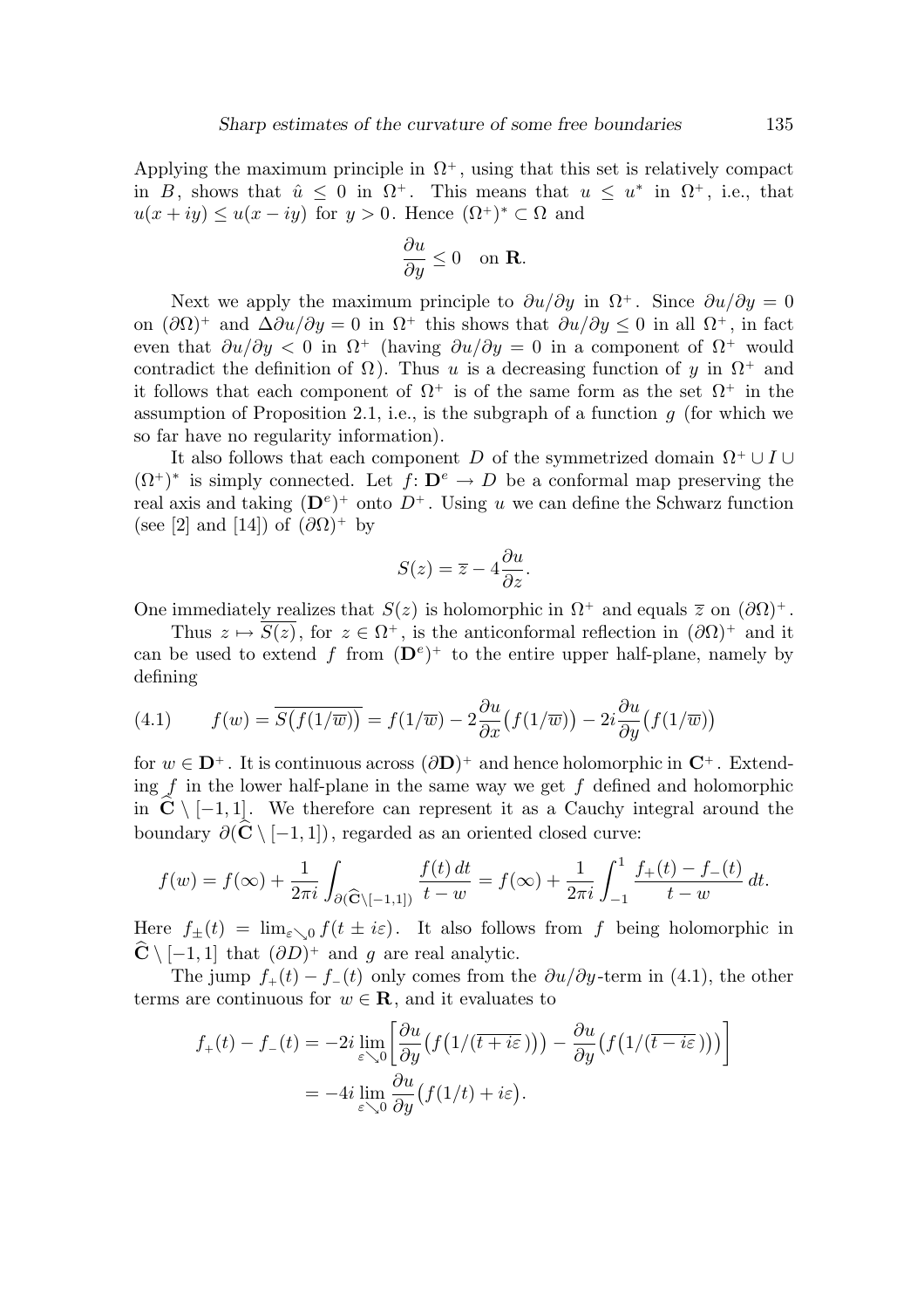Applying the maximum principle in $\Omega^+$, using that this set is relatively compact in $B$, shows that $\hat{u} \le 0$ in $\Omega^+$. This means that $u \le u^*$ in $\Omega^+$, i.e., that $u(x+iy) \le u(x-iy)$ for $y>0$. Hence $(\Omega^+)^* \subset \Omega$ and

$$\frac{\partial u}{\partial y} \le 0 \quad \text{on } \mathbf{R}.$$

Next we apply the maximum principle to $\partial u/\partial y$ in $\Omega^+$. Since $\partial u/\partial y = 0$ on $(\partial\Omega)^+$ and $\Delta \partial u/\partial y = 0$ in $\Omega^+$ this shows that $\partial u/\partial y \le 0$ in all $\Omega^+$, in fact even that $\partial u/\partial y < 0$ in $\Omega^+$ (having $\partial u/\partial y = 0$ in a component of $\Omega^+$ would contradict the definition of $\Omega$). Thus $u$ is a decreasing function of $y$ in $\Omega^+$ and it follows that each component of $\Omega^+$ is of the same form as the set $\Omega^+$ in the assumption of Proposition 2.1, i.e., is the subgraph of a function $g$ (for which we so far have no regularity information).

It also follows that each component $D$ of the symmetrized domain $\Omega^+ \cup I \cup (\Omega^+)^*$ is simply connected. Let $f\colon \mathbf{D}^e \to D$ be a conformal map preserving the real axis and taking $(\mathbf{D}^e)^+$ onto $D^+$. Using $u$ we can define the Schwarz function (see [2] and [14]) of $(\partial\Omega)^+$ by

$$S(z) = \overline{z} - 4\frac{\partial u}{\partial z}.$$

One immediately realizes that $S(z)$ is holomorphic in $\Omega^+$ and equals $\overline{z}$ on $(\partial\Omega)^+$.

Thus $z \mapsto \overline{S(z)}$, for $z \in \Omega^+$, is the anticonformal reflection in $(\partial\Omega)^+$ and it can be used to extend $f$ from $(\mathbf{D}^e)^+$ to the entire upper half-plane, namely by defining

$$f(w) = \overline{S\big(f(1/\overline{w})\big)} = f(1/\overline{w}) - 2\frac{\partial u}{\partial x}\big(f(1/\overline{w})\big) - 2i\frac{\partial u}{\partial y}\big(f(1/\overline{w})\big) \tag{4.1}$$

for $w \in \mathbf{D}^+$. It is continuous across $(\partial\mathbf{D})^+$ and hence holomorphic in $\mathbf{C}^+$. Extending $f$ in the lower half-plane in the same way we get $f$ defined and holomorphic in $\widehat{\mathbf{C}} \setminus [-1,1]$. We therefore can represent it as a Cauchy integral around the boundary $\partial(\widehat{\mathbf{C}} \setminus [-1,1])$, regarded as an oriented closed curve:

$$f(w) = f(\infty) + \frac{1}{2\pi i}\int_{\partial(\widehat{\mathbf{C}}\setminus[-1,1])} \frac{f(t)\,dt}{t-w} = f(\infty) + \frac{1}{2\pi i}\int_{-1}^{1} \frac{f_+(t) - f_-(t)}{t-w}\,dt.$$

Here $f_\pm(t) = \lim_{\varepsilon \searrow 0} f(t \pm i\varepsilon)$. It also follows from $f$ being holomorphic in $\widehat{\mathbf{C}} \setminus [-1,1]$ that $(\partial D)^+$ and $g$ are real analytic.

The jump $f_+(t) - f_-(t)$ only comes from the $\partial u/\partial y$-term in (4.1), the other terms are continuous for $w \in \mathbf{R}$, and it evaluates to

$$\begin{aligned} f_+(t) - f_-(t) &= -2i\lim_{\varepsilon\searrow 0}\left[\frac{\partial u}{\partial y}\big(f\big(1/(\overline{t+i\varepsilon})\big)\big) - \frac{\partial u}{\partial y}\big(f\big(1/(\overline{t-i\varepsilon})\big)\big)\right] \\ &= -4i\lim_{\varepsilon\searrow 0}\frac{\partial u}{\partial y}\big(f(1/t) + i\varepsilon\big). \end{aligned}$$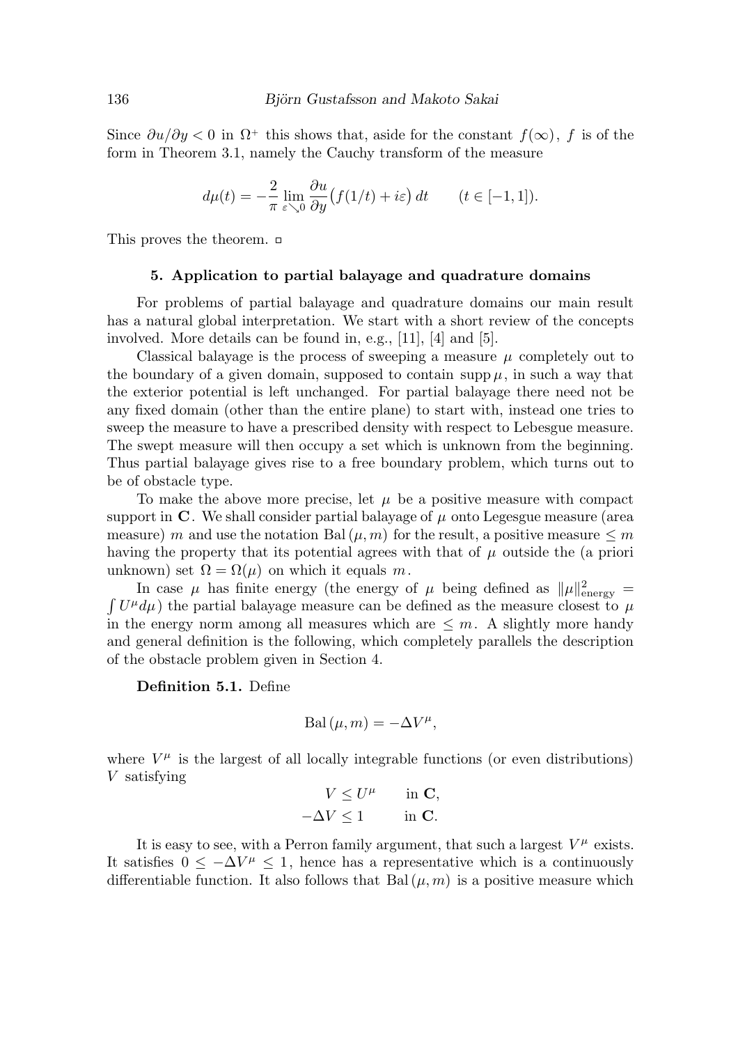Since $\partial u/\partial y < 0$ in $\Omega^+$ this shows that, aside for the constant $f(\infty)$, $f$ is of the form in Theorem 3.1, namely the Cauchy transform of the measure

$$d\mu(t) = -\frac{2}{\pi} \lim_{\varepsilon \searrow 0} \frac{\partial u}{\partial y}\big(f(1/t) + i\varepsilon\big)\, dt \qquad (t \in [-1, 1]).$$

This proves the theorem. □

## 5. Application to partial balayage and quadrature domains

For problems of partial balayage and quadrature domains our main result has a natural global interpretation. We start with a short review of the concepts involved. More details can be found in, e.g., [11], [4] and [5].

Classical balayage is the process of sweeping a measure $\mu$ completely out to the boundary of a given domain, supposed to contain $\operatorname{supp} \mu$, in such a way that the exterior potential is left unchanged. For partial balayage there need not be any fixed domain (other than the entire plane) to start with, instead one tries to sweep the measure to have a prescribed density with respect to Lebesgue measure. The swept measure will then occupy a set which is unknown from the beginning. Thus partial balayage gives rise to a free boundary problem, which turns out to be of obstacle type.

To make the above more precise, let $\mu$ be a positive measure with compact support in $\mathbf{C}$. We shall consider partial balayage of $\mu$ onto Legesgue measure (area measure) $m$ and use the notation $\operatorname{Bal}(\mu, m)$ for the result, a positive measure $\leq m$ having the property that its potential agrees with that of $\mu$ outside the (a priori unknown) set $\Omega = \Omega(\mu)$ on which it equals $m$.

In case $\mu$ has finite energy (the energy of $\mu$ being defined as $\|\mu\|^2_{\text{energy}} = \int U^\mu d\mu$) the partial balayage measure can be defined as the measure closest to $\mu$ in the energy norm among all measures which are $\leq m$. A slightly more handy and general definition is the following, which completely parallels the description of the obstacle problem given in Section 4.

**Definition 5.1.** Define

$$\operatorname{Bal}(\mu, m) = -\Delta V^\mu,$$

where $V^\mu$ is the largest of all locally integrable functions (or even distributions) $V$ satisfying

$$\begin{aligned} V &\leq U^\mu \qquad \text{in } \mathbf{C}, \\ -\Delta V &\leq 1 \qquad \text{in } \mathbf{C}. \end{aligned}$$

It is easy to see, with a Perron family argument, that such a largest $V^\mu$ exists. It satisfies $0 \leq -\Delta V^\mu \leq 1$, hence has a representative which is a continuously differentiable function. It also follows that $\operatorname{Bal}(\mu, m)$ is a positive measure which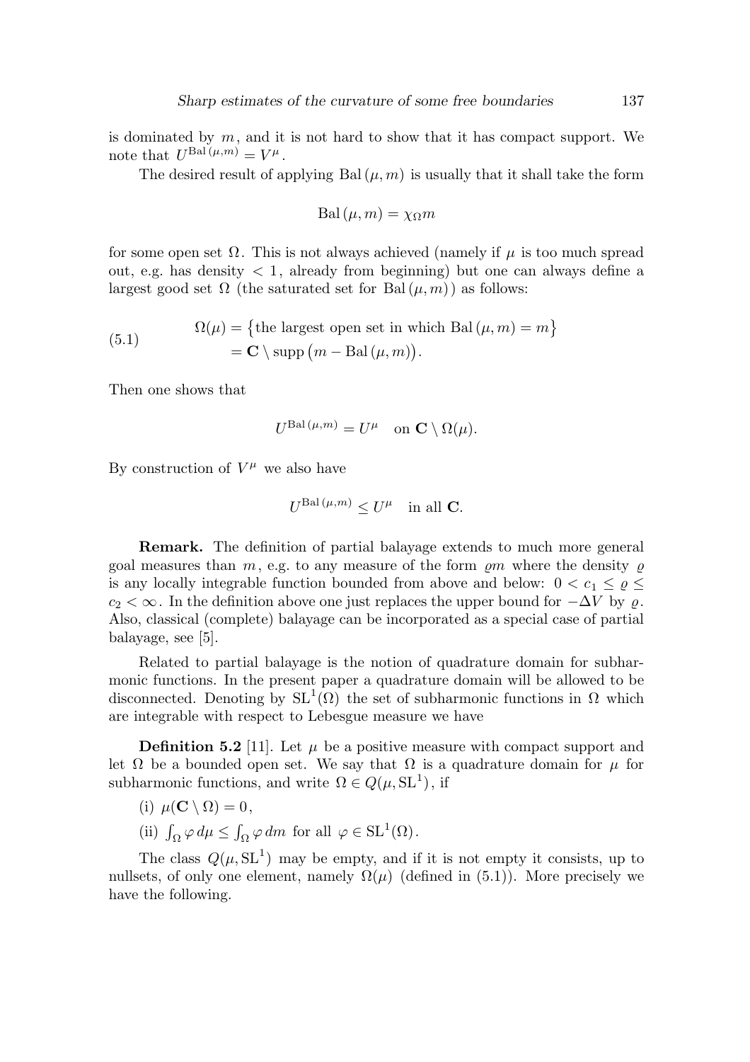is dominated by $m$, and it is not hard to show that it has compact support. We note that $U^{\mathrm{Bal}\,(\mu,m)} = V^\mu$.

The desired result of applying $\mathrm{Bal}\,(\mu, m)$ is usually that it shall take the form

$$\mathrm{Bal}\,(\mu, m) = \chi_\Omega m$$

for some open set $\Omega$. This is not always achieved (namely if $\mu$ is too much spread out, e.g. has density $< 1$, already from beginning) but one can always define a largest good set $\Omega$ (the saturated set for $\mathrm{Bal}\,(\mu, m)$) as follows:

$$\begin{aligned} \Omega(\mu) &= \bigl\{\text{the largest open set in which } \mathrm{Bal}\,(\mu, m) = m\bigr\} \\ &= \mathbf{C} \setminus \mathrm{supp}\,\bigl(m - \mathrm{Bal}\,(\mu, m)\bigr). \end{aligned} \tag{5.1}$$

Then one shows that

$$U^{\mathrm{Bal}\,(\mu,m)} = U^\mu \quad \text{on } \mathbf{C} \setminus \Omega(\mu).$$

By construction of $V^\mu$ we also have

$$U^{\mathrm{Bal}\,(\mu,m)} \le U^\mu \quad \text{in all } \mathbf{C}.$$

**Remark.** The definition of partial balayage extends to much more general goal measures than $m$, e.g. to any measure of the form $\varrho m$ where the density $\varrho$ is any locally integrable function bounded from above and below: $0 < c_1 \le \varrho \le c_2 < \infty$. In the definition above one just replaces the upper bound for $-\Delta V$ by $\varrho$. Also, classical (complete) balayage can be incorporated as a special case of partial balayage, see [5].

Related to partial balayage is the notion of quadrature domain for subharmonic functions. In the present paper a quadrature domain will be allowed to be disconnected. Denoting by $\mathrm{SL}^1(\Omega)$ the set of subharmonic functions in $\Omega$ which are integrable with respect to Lebesgue measure we have

**Definition 5.2** [11]. Let $\mu$ be a positive measure with compact support and let $\Omega$ be a bounded open set. We say that $\Omega$ is a quadrature domain for $\mu$ for subharmonic functions, and write $\Omega \in Q(\mu, \mathrm{SL}^1)$, if

(i) $\mu(\mathbf{C} \setminus \Omega) = 0$,

(ii) $\int_\Omega \varphi\, d\mu \le \int_\Omega \varphi\, dm$ for all $\varphi \in \mathrm{SL}^1(\Omega)$.

The class $Q(\mu, \mathrm{SL}^1)$ may be empty, and if it is not empty it consists, up to nullsets, of only one element, namely $\Omega(\mu)$ (defined in (5.1)). More precisely we have the following.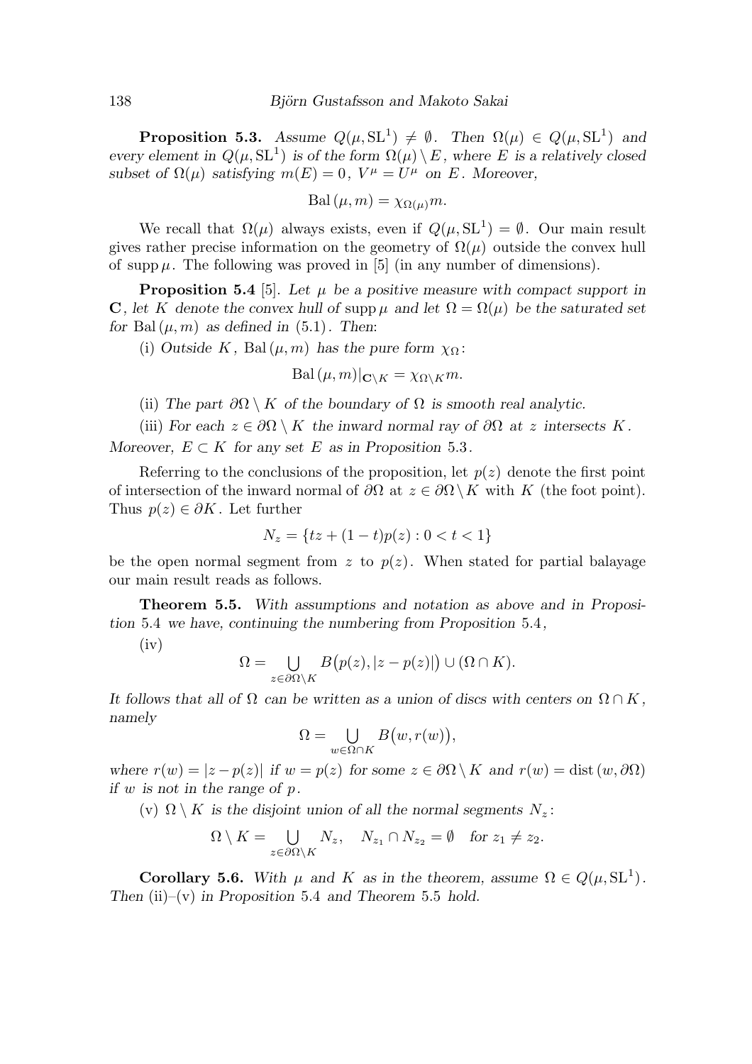**Proposition 5.3.** *Assume $Q(\mu, \mathrm{SL}^1) \neq \emptyset$. Then $\Omega(\mu) \in Q(\mu, \mathrm{SL}^1)$ and every element in $Q(\mu, \mathrm{SL}^1)$ is of the form $\Omega(\mu) \setminus E$, where $E$ is a relatively closed subset of $\Omega(\mu)$ satisfying $m(E) = 0$, $V^\mu = U^\mu$ on $E$. Moreover,*

$$\mathrm{Bal}\,(\mu, m) = \chi_{\Omega(\mu)} m.$$

We recall that $\Omega(\mu)$ always exists, even if $Q(\mu, \mathrm{SL}^1) = \emptyset$. Our main result gives rather precise information on the geometry of $\Omega(\mu)$ outside the convex hull of $\operatorname{supp} \mu$. The following was proved in [5] (in any number of dimensions).

**Proposition 5.4** [5]. *Let $\mu$ be a positive measure with compact support in $\mathbf{C}$, let $K$ denote the convex hull of $\operatorname{supp} \mu$ and let $\Omega = \Omega(\mu)$ be the saturated set for $\mathrm{Bal}\,(\mu, m)$ as defined in (5.1). Then:*

(i) *Outside $K$, $\mathrm{Bal}\,(\mu, m)$ has the pure form $\chi_\Omega$:*

$$\mathrm{Bal}\,(\mu, m)|_{\mathbf{C} \setminus K} = \chi_{\Omega \setminus K} m.$$

(ii) *The part $\partial\Omega \setminus K$ of the boundary of $\Omega$ is smooth real analytic.*

(iii) *For each $z \in \partial\Omega \setminus K$ the inward normal ray of $\partial\Omega$ at $z$ intersects $K$.*

*Moreover, $E \subset K$ for any set $E$ as in Proposition 5.3.*

Referring to the conclusions of the proposition, let $p(z)$ denote the first point of intersection of the inward normal of $\partial\Omega$ at $z \in \partial\Omega \setminus K$ with $K$ (the foot point). Thus $p(z) \in \partial K$. Let further

$$N_z = \{tz + (1-t)p(z) : 0 < t < 1\}$$

be the open normal segment from $z$ to $p(z)$. When stated for partial balayage our main result reads as follows.

**Theorem 5.5.** *With assumptions and notation as above and in Proposition 5.4 we have, continuing the numbering from Proposition 5.4,*

(iv)

$$\Omega = \bigcup_{z \in \partial\Omega \setminus K} B\big(p(z), |z - p(z)|\big) \cup (\Omega \cap K).$$

*It follows that all of $\Omega$ can be written as a union of discs with centers on $\Omega \cap K$, namely*

$$\Omega = \bigcup_{w \in \Omega \cap K} B\big(w, r(w)\big),$$

*where $r(w) = |z - p(z)|$ if $w = p(z)$ for some $z \in \partial\Omega \setminus K$ and $r(w) = \operatorname{dist}(w, \partial\Omega)$ if $w$ is not in the range of $p$.*

(v) *$\Omega \setminus K$ is the disjoint union of all the normal segments $N_z$:*

$$\Omega \setminus K = \bigcup_{z \in \partial\Omega \setminus K} N_z, \quad N_{z_1} \cap N_{z_2} = \emptyset \quad \text{for } z_1 \neq z_2.$$

**Corollary 5.6.** *With $\mu$ and $K$ as in the theorem, assume $\Omega \in Q(\mu, \mathrm{SL}^1)$. Then (ii)–(v) in Proposition 5.4 and Theorem 5.5 hold.*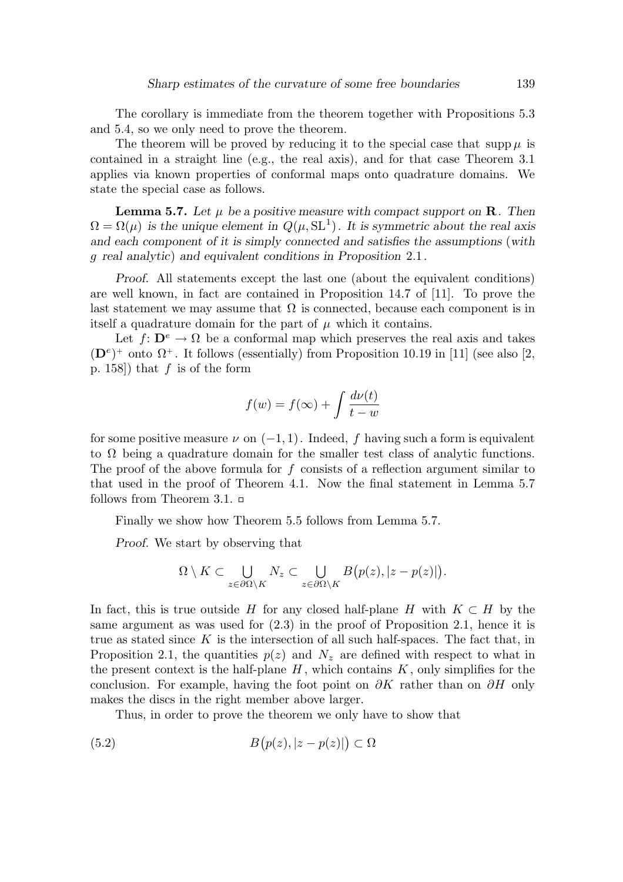The corollary is immediate from the theorem together with Propositions 5.3 and 5.4, so we only need to prove the theorem.

The theorem will be proved by reducing it to the special case that $\operatorname{supp}\mu$ is contained in a straight line (e.g., the real axis), and for that case Theorem 3.1 applies via known properties of conformal maps onto quadrature domains. We state the special case as follows.

**Lemma 5.7.** *Let $\mu$ be a positive measure with compact support on $\mathbf{R}$. Then $\Omega = \Omega(\mu)$ is the unique element in $Q(\mu, \mathrm{SL}^1)$. It is symmetric about the real axis and each component of it is simply connected and satisfies the assumptions (with $g$ real analytic) and equivalent conditions in Proposition 2.1.*

*Proof.* All statements except the last one (about the equivalent conditions) are well known, in fact are contained in Proposition 14.7 of [11]. To prove the last statement we may assume that $\Omega$ is connected, because each component is in itself a quadrature domain for the part of $\mu$ which it contains.

Let $f\colon \mathbf{D}^e \to \Omega$ be a conformal map which preserves the real axis and takes $(\mathbf{D}^e)^+$ onto $\Omega^+$. It follows (essentially) from Proposition 10.19 in [11] (see also [2, p. 158]) that $f$ is of the form

$$f(w) = f(\infty) + \int \frac{d\nu(t)}{t-w}$$

for some positive measure $\nu$ on $(-1,1)$. Indeed, $f$ having such a form is equivalent to $\Omega$ being a quadrature domain for the smaller test class of analytic functions. The proof of the above formula for $f$ consists of a reflection argument similar to that used in the proof of Theorem 4.1. Now the final statement in Lemma 5.7 follows from Theorem 3.1. ▫

Finally we show how Theorem 5.5 follows from Lemma 5.7.

*Proof.* We start by observing that

$$\Omega \setminus K \subset \bigcup_{z\in\partial\Omega\setminus K} N_z \subset \bigcup_{z\in\partial\Omega\setminus K} B\bigl(p(z), |z-p(z)|\bigr).$$

In fact, this is true outside $H$ for any closed half-plane $H$ with $K \subset H$ by the same argument as was used for (2.3) in the proof of Proposition 2.1, hence it is true as stated since $K$ is the intersection of all such half-spaces. The fact that, in Proposition 2.1, the quantities $p(z)$ and $N_z$ are defined with respect to what in the present context is the half-plane $H$, which contains $K$, only simplifies for the conclusion. For example, having the foot point on $\partial K$ rather than on $\partial H$ only makes the discs in the right member above larger.

Thus, in order to prove the theorem we only have to show that

$$B\bigl(p(z), |z-p(z)|\bigr) \subset \Omega \tag{5.2}$$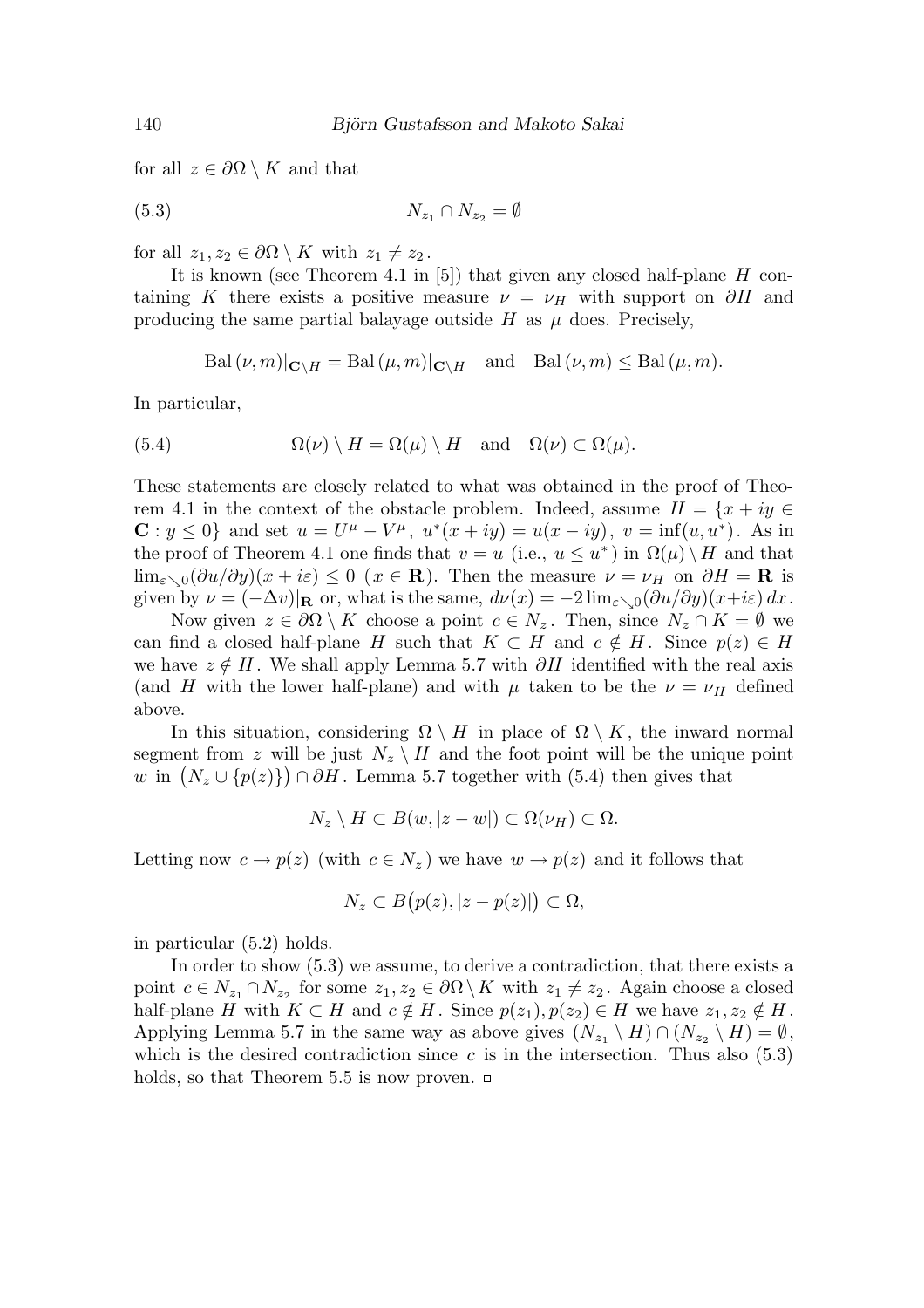for all $z \in \partial\Omega \setminus K$ and that

$$N_{z_1} \cap N_{z_2} = \emptyset \tag{5.3}$$

for all $z_1, z_2 \in \partial\Omega \setminus K$ with $z_1 \neq z_2$.

It is known (see Theorem 4.1 in [5]) that given any closed half-plane $H$ containing $K$ there exists a positive measure $\nu = \nu_H$ with support on $\partial H$ and producing the same partial balayage outside $H$ as $\mu$ does. Precisely,

$$\mathrm{Bal}\,(\nu, m)|_{\mathbf{C}\setminus H} = \mathrm{Bal}\,(\mu, m)|_{\mathbf{C}\setminus H} \quad \text{and} \quad \mathrm{Bal}\,(\nu, m) \leq \mathrm{Bal}\,(\mu, m).$$

In particular,

$$\Omega(\nu) \setminus H = \Omega(\mu) \setminus H \quad \text{and} \quad \Omega(\nu) \subset \Omega(\mu). \tag{5.4}$$

These statements are closely related to what was obtained in the proof of Theorem 4.1 in the context of the obstacle problem. Indeed, assume $H = \{x + iy \in \mathbf{C} : y \leq 0\}$ and set $u = U^\mu - V^\mu$, $u^*(x+iy) = u(x-iy)$, $v = \inf(u, u^*)$. As in the proof of Theorem 4.1 one finds that $v = u$ (i.e., $u \leq u^*$) in $\Omega(\mu) \setminus H$ and that $\lim_{\varepsilon \searrow 0}(\partial u/\partial y)(x + i\varepsilon) \leq 0$ $(x \in \mathbf{R})$. Then the measure $\nu = \nu_H$ on $\partial H = \mathbf{R}$ is given by $\nu = (-\Delta v)|_{\mathbf{R}}$ or, what is the same, $d\nu(x) = -2\lim_{\varepsilon\searrow 0}(\partial u/\partial y)(x+i\varepsilon)\,dx$.

Now given $z \in \partial\Omega \setminus K$ choose a point $c \in N_z$. Then, since $N_z \cap K = \emptyset$ we can find a closed half-plane $H$ such that $K \subset H$ and $c \notin H$. Since $p(z) \in H$ we have $z \notin H$. We shall apply Lemma 5.7 with $\partial H$ identified with the real axis (and $H$ with the lower half-plane) and with $\mu$ taken to be the $\nu = \nu_H$ defined above.

In this situation, considering $\Omega \setminus H$ in place of $\Omega \setminus K$, the inward normal segment from $z$ will be just $N_z \setminus H$ and the foot point will be the unique point $w$ in $\bigl(N_z \cup \{p(z)\}\bigr) \cap \partial H$. Lemma 5.7 together with (5.4) then gives that

$$N_z \setminus H \subset B(w, |z-w|) \subset \Omega(\nu_H) \subset \Omega.$$

Letting now $c \to p(z)$ (with $c \in N_z$) we have $w \to p(z)$ and it follows that

$$N_z \subset B\bigl(p(z), |z - p(z)|\bigr) \subset \Omega,$$

in particular (5.2) holds.

In order to show (5.3) we assume, to derive a contradiction, that there exists a point $c \in N_{z_1} \cap N_{z_2}$ for some $z_1, z_2 \in \partial\Omega \setminus K$ with $z_1 \neq z_2$. Again choose a closed half-plane $H$ with $K \subset H$ and $c \notin H$. Since $p(z_1), p(z_2) \in H$ we have $z_1, z_2 \notin H$. Applying Lemma 5.7 in the same way as above gives $(N_{z_1} \setminus H) \cap (N_{z_2} \setminus H) = \emptyset$, which is the desired contradiction since $c$ is in the intersection. Thus also (5.3) holds, so that Theorem 5.5 is now proven. ▫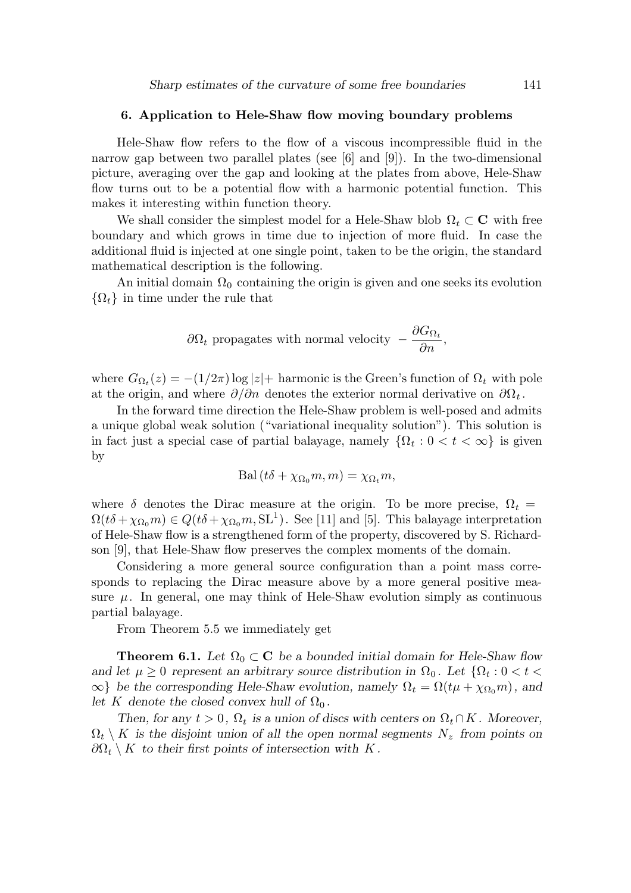## 6. Application to Hele-Shaw flow moving boundary problems

Hele-Shaw flow refers to the flow of a viscous incompressible fluid in the narrow gap between two parallel plates (see [6] and [9]). In the two-dimensional picture, averaging over the gap and looking at the plates from above, Hele-Shaw flow turns out to be a potential flow with a harmonic potential function. This makes it interesting within function theory.

We shall consider the simplest model for a Hele-Shaw blob $\Omega_t \subset \mathbf{C}$ with free boundary and which grows in time due to injection of more fluid. In case the additional fluid is injected at one single point, taken to be the origin, the standard mathematical description is the following.

An initial domain $\Omega_0$ containing the origin is given and one seeks its evolution $\{\Omega_t\}$ in time under the rule that

$$\partial\Omega_t \text{ propagates with normal velocity } -\frac{\partial G_{\Omega_t}}{\partial n},$$

where $G_{\Omega_t}(z) = -(1/2\pi)\log|z| +$ harmonic is the Green's function of $\Omega_t$ with pole at the origin, and where $\partial/\partial n$ denotes the exterior normal derivative on $\partial\Omega_t$.

In the forward time direction the Hele-Shaw problem is well-posed and admits a unique global weak solution ("variational inequality solution"). This solution is in fact just a special case of partial balayage, namely $\{\Omega_t : 0 < t < \infty\}$ is given by

$$\mathrm{Bal}\,(t\delta + \chi_{\Omega_0} m, m) = \chi_{\Omega_t} m,$$

where $\delta$ denotes the Dirac measure at the origin. To be more precise, $\Omega_t = \Omega(t\delta + \chi_{\Omega_0} m) \in Q(t\delta + \chi_{\Omega_0} m, \mathrm{SL}^1)$. See [11] and [5]. This balayage interpretation of Hele-Shaw flow is a strengthened form of the property, discovered by S. Richardson [9], that Hele-Shaw flow preserves the complex moments of the domain.

Considering a more general source configuration than a point mass corresponds to replacing the Dirac measure above by a more general positive measure $\mu$. In general, one may think of Hele-Shaw evolution simply as continuous partial balayage.

From Theorem 5.5 we immediately get

**Theorem 6.1.** *Let $\Omega_0 \subset \mathbf{C}$ be a bounded initial domain for Hele-Shaw flow and let $\mu \geq 0$ represent an arbitrary source distribution in $\Omega_0$. Let $\{\Omega_t : 0 < t < \infty\}$ be the corresponding Hele-Shaw evolution, namely $\Omega_t = \Omega(t\mu + \chi_{\Omega_0} m)$, and let $K$ denote the closed convex hull of $\Omega_0$.*

*Then, for any $t > 0$, $\Omega_t$ is a union of discs with centers on $\Omega_t \cap K$. Moreover, $\Omega_t \setminus K$ is the disjoint union of all the open normal segments $N_z$ from points on $\partial\Omega_t \setminus K$ to their first points of intersection with $K$.*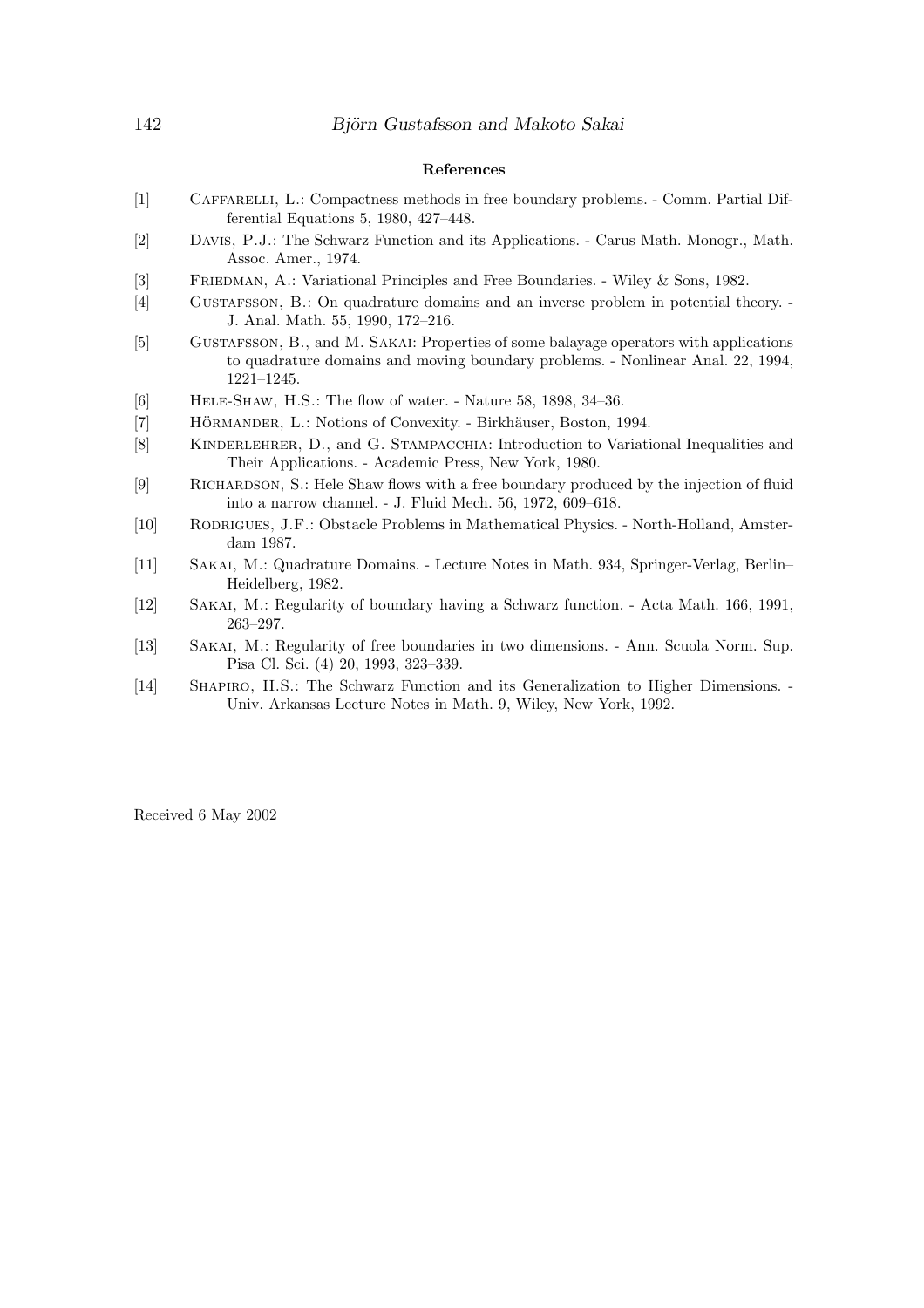## References

[1] Caffarelli, L.: Compactness methods in free boundary problems. - Comm. Partial Differential Equations 5, 1980, 427–448.

[2] Davis, P.J.: The Schwarz Function and its Applications. - Carus Math. Monogr., Math. Assoc. Amer., 1974.

[3] Friedman, A.: Variational Principles and Free Boundaries. - Wiley & Sons, 1982.

[4] Gustafsson, B.: On quadrature domains and an inverse problem in potential theory. - J. Anal. Math. 55, 1990, 172–216.

[5] Gustafsson, B., and M. Sakai: Properties of some balayage operators with applications to quadrature domains and moving boundary problems. - Nonlinear Anal. 22, 1994, 1221–1245.

[6] Hele-Shaw, H.S.: The flow of water. - Nature 58, 1898, 34–36.

[7] Hörmander, L.: Notions of Convexity. - Birkhäuser, Boston, 1994.

[8] Kinderlehrer, D., and G. Stampacchia: Introduction to Variational Inequalities and Their Applications. - Academic Press, New York, 1980.

[9] Richardson, S.: Hele Shaw flows with a free boundary produced by the injection of fluid into a narrow channel. - J. Fluid Mech. 56, 1972, 609–618.

[10] Rodrigues, J.F.: Obstacle Problems in Mathematical Physics. - North-Holland, Amsterdam 1987.

[11] Sakai, M.: Quadrature Domains. - Lecture Notes in Math. 934, Springer-Verlag, Berlin–Heidelberg, 1982.

[12] Sakai, M.: Regularity of boundary having a Schwarz function. - Acta Math. 166, 1991, 263–297.

[13] Sakai, M.: Regularity of free boundaries in two dimensions. - Ann. Scuola Norm. Sup. Pisa Cl. Sci. (4) 20, 1993, 323–339.

[14] Shapiro, H.S.: The Schwarz Function and its Generalization to Higher Dimensions. - Univ. Arkansas Lecture Notes in Math. 9, Wiley, New York, 1992.

Received 6 May 2002